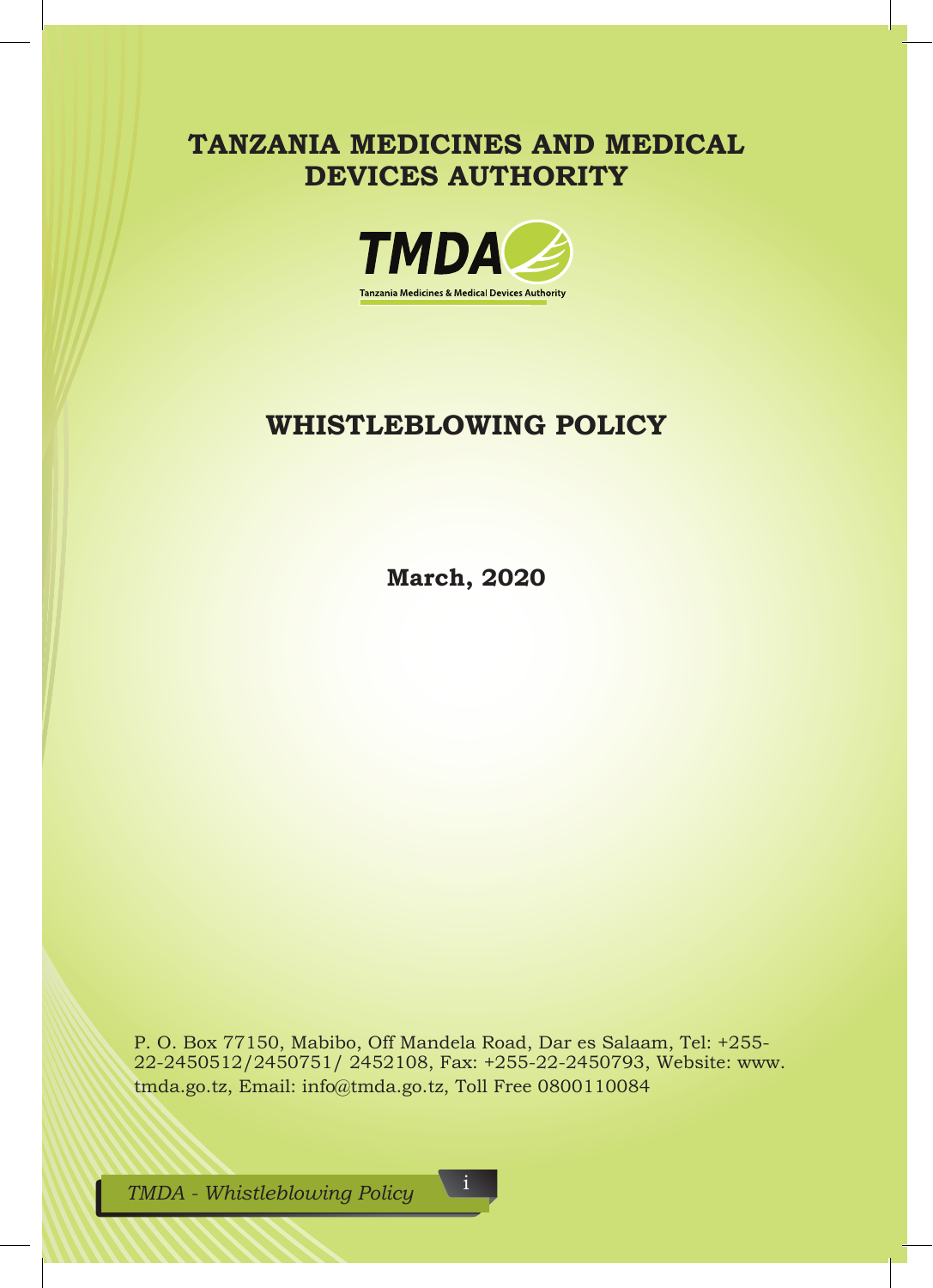# TANZANIA MEDICINES AND MEDICAL DEVICES AUTHORITY

TMDA

Tanzania Medicines & Medical Devices Authority

## WHISTLEBLOWING POLICY

**March, 2020**

P. O. Box 77150, Mabibo, Off Mandela Road, Dar es Salaam, Tel: +255-22-2450512/2450751/ 2452108, Fax: +255-22-2450793, Website: www.tmda.go.tz, Email: info@tmda.go.tz, Toll Free 0800110084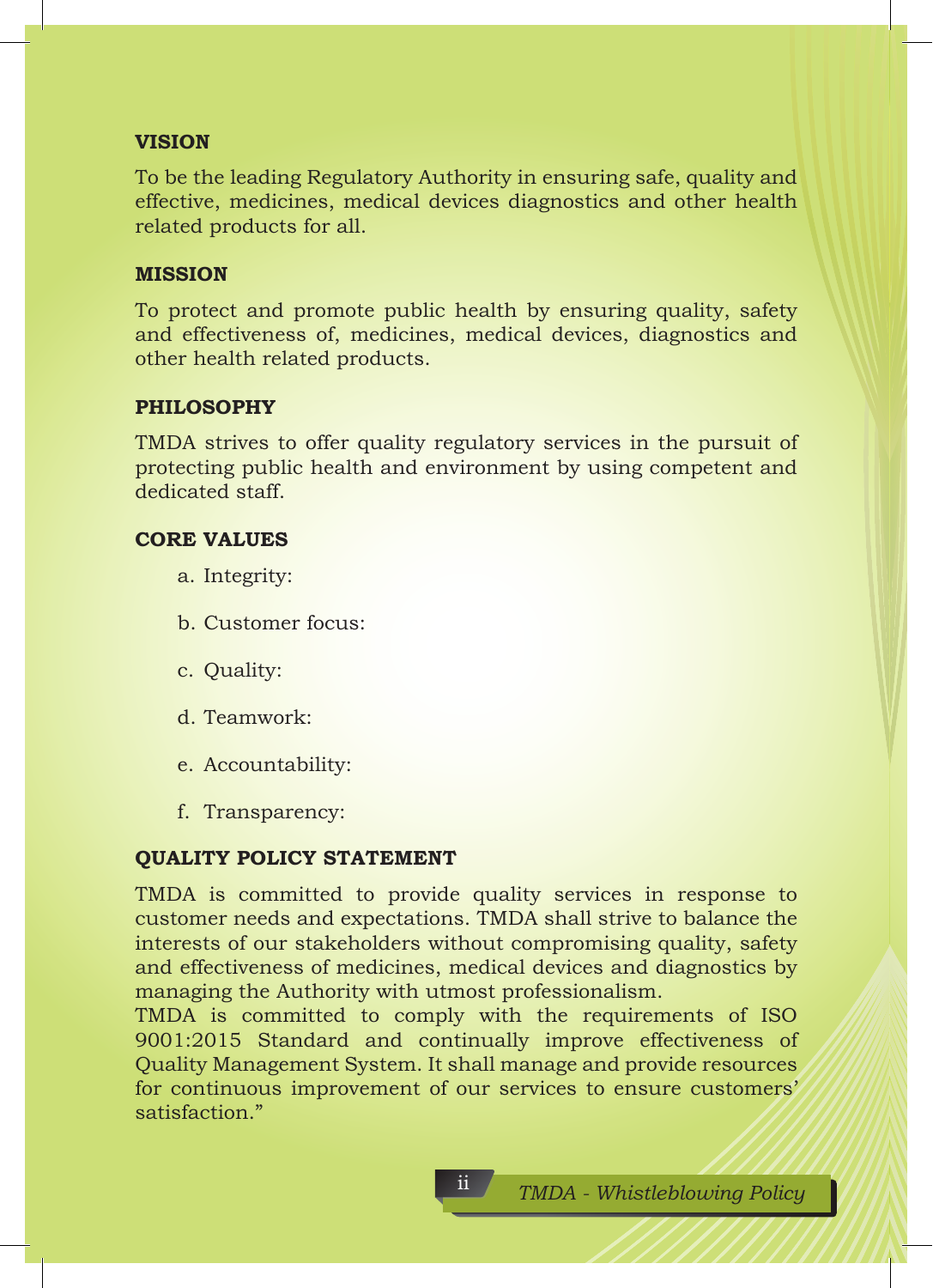## VISION

To be the leading Regulatory Authority in ensuring safe, quality and effective, medicines, medical devices diagnostics and other health related products for all.

## MISSION

To protect and promote public health by ensuring quality, safety and effectiveness of, medicines, medical devices, diagnostics and other health related products.

## PHILOSOPHY

TMDA strives to offer quality regulatory services in the pursuit of protecting public health and environment by using competent and dedicated staff.

## CORE VALUES

a. Integrity:

b. Customer focus:

c. Quality:

d. Teamwork:

e. Accountability:

f. Transparency:

## QUALITY POLICY STATEMENT

TMDA is committed to provide quality services in response to customer needs and expectations. TMDA shall strive to balance the interests of our stakeholders without compromising quality, safety and effectiveness of medicines, medical devices and diagnostics by managing the Authority with utmost professionalism.
TMDA is committed to comply with the requirements of ISO 9001:2015 Standard and continually improve effectiveness of Quality Management System. It shall manage and provide resources for continuous improvement of our services to ensure customers' satisfaction."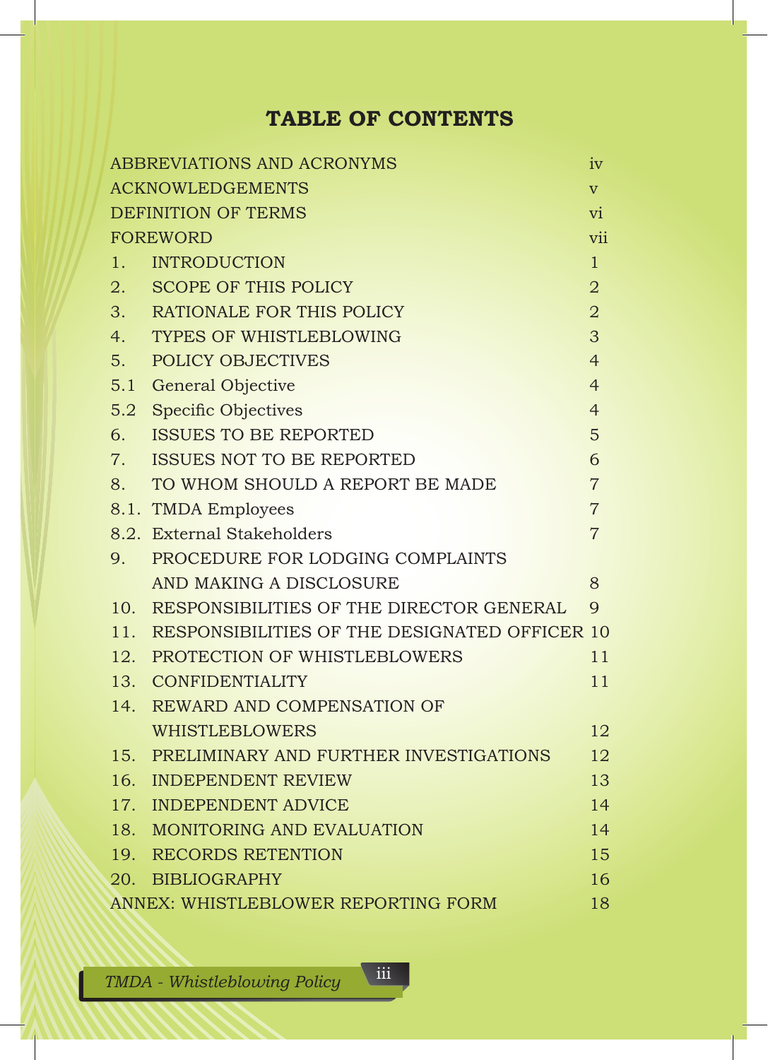# TABLE OF CONTENTS

| | | |
|---|---|---|
| ABBREVIATIONS AND ACRONYMS | | iv |
| ACKNOWLEDGEMENTS | | v |
| DEFINITION OF TERMS | | vi |
| FOREWORD | | vii |
| 1. | INTRODUCTION | 1 |
| 2. | SCOPE OF THIS POLICY | 2 |
| 3. | RATIONALE FOR THIS POLICY | 2 |
| 4. | TYPES OF WHISTLEBLOWING | 3 |
| 5. | POLICY OBJECTIVES | 4 |
| 5.1 | General Objective | 4 |
| 5.2 | Specific Objectives | 4 |
| 6. | ISSUES TO BE REPORTED | 5 |
| 7. | ISSUES NOT TO BE REPORTED | 6 |
| 8. | TO WHOM SHOULD A REPORT BE MADE | 7 |
| 8.1. | TMDA Employees | 7 |
| 8.2. | External Stakeholders | 7 |
| 9. | PROCEDURE FOR LODGING COMPLAINTS AND MAKING A DISCLOSURE | 8 |
| 10. | RESPONSIBILITIES OF THE DIRECTOR GENERAL | 9 |
| 11. | RESPONSIBILITIES OF THE DESIGNATED OFFICER | 10 |
| 12. | PROTECTION OF WHISTLEBLOWERS | 11 |
| 13. | CONFIDENTIALITY | 11 |
| 14. | REWARD AND COMPENSATION OF WHISTLEBLOWERS | 12 |
| 15. | PRELIMINARY AND FURTHER INVESTIGATIONS | 12 |
| 16. | INDEPENDENT REVIEW | 13 |
| 17. | INDEPENDENT ADVICE | 14 |
| 18. | MONITORING AND EVALUATION | 14 |
| 19. | RECORDS RETENTION | 15 |
| 20. | BIBLIOGRAPHY | 16 |
| ANNEX: WHISTLEBLOWER REPORTING FORM | | 18 |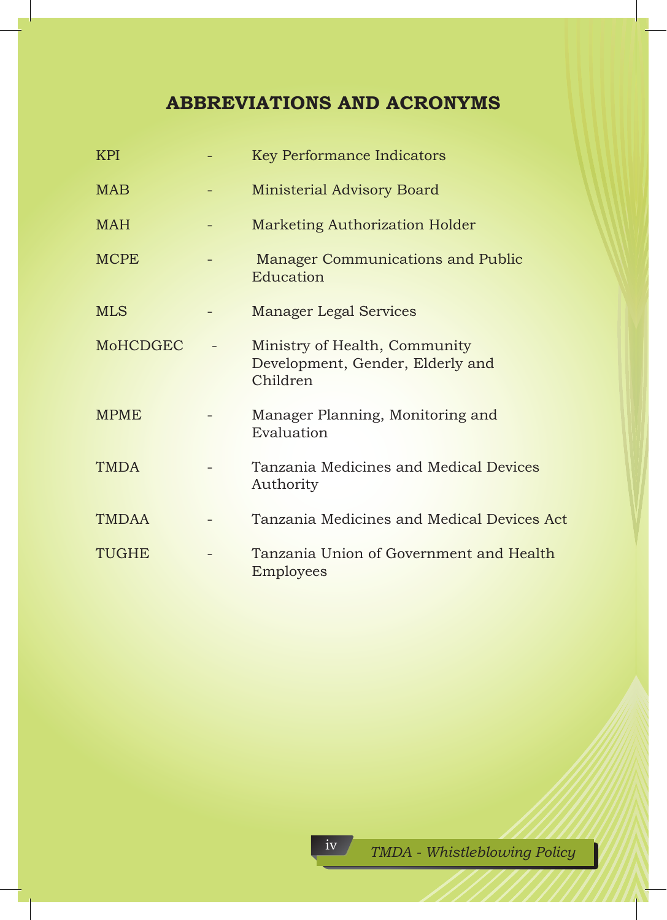## ABBREVIATIONS AND ACRONYMS

| | | |
|---|---|---|
| KPI | - | Key Performance Indicators |
| MAB | - | Ministerial Advisory Board |
| MAH | - | Marketing Authorization Holder |
| MCPE | - | Manager Communications and Public Education |
| MLS | - | Manager Legal Services |
| MoHCDGEC | - | Ministry of Health, Community Development, Gender, Elderly and Children |
| MPME | - | Manager Planning, Monitoring and Evaluation |
| TMDA | - | Tanzania Medicines and Medical Devices Authority |
| TMDAA | - | Tanzania Medicines and Medical Devices Act |
| TUGHE | - | Tanzania Union of Government and Health Employees |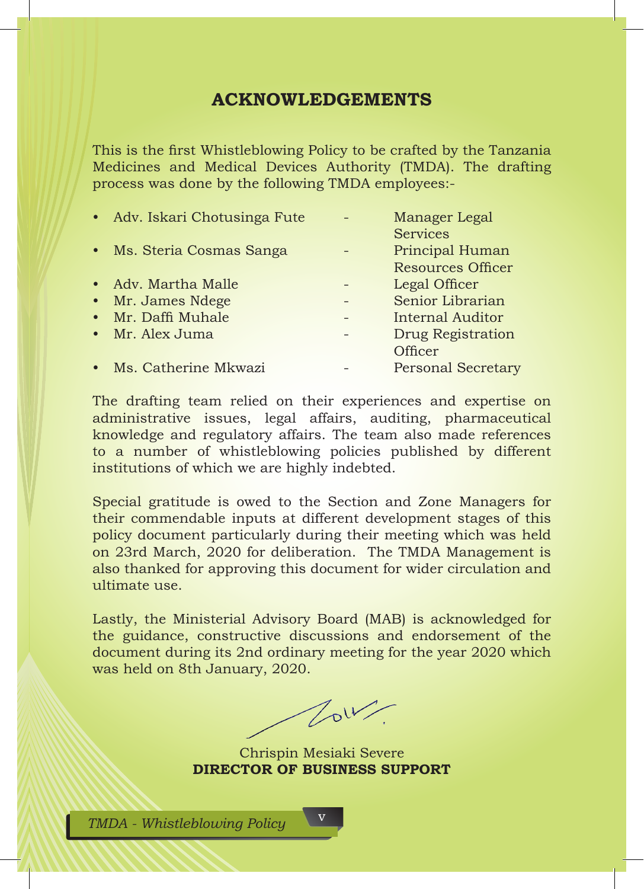# ACKNOWLEDGEMENTS

This is the first Whistleblowing Policy to be crafted by the Tanzania Medicines and Medical Devices Authority (TMDA). The drafting process was done by the following TMDA employees:-

- Adv. Iskari Chotusinga Fute - Manager Legal Services
- Ms. Steria Cosmas Sanga - Principal Human Resources Officer
- Adv. Martha Malle - Legal Officer
- Mr. James Ndege - Senior Librarian
- Mr. Daffi Muhale - Internal Auditor
- Mr. Alex Juma - Drug Registration Officer
- Ms. Catherine Mkwazi - Personal Secretary

The drafting team relied on their experiences and expertise on administrative issues, legal affairs, auditing, pharmaceutical knowledge and regulatory affairs. The team also made references to a number of whistleblowing policies published by different institutions of which we are highly indebted.

Special gratitude is owed to the Section and Zone Managers for their commendable inputs at different development stages of this policy document particularly during their meeting which was held on 23rd March, 2020 for deliberation. The TMDA Management is also thanked for approving this document for wider circulation and ultimate use.

Lastly, the Ministerial Advisory Board (MAB) is acknowledged for the guidance, constructive discussions and endorsement of the document during its 2nd ordinary meeting for the year 2020 which was held on 8th January, 2020.

Chrispin Mesiaki Severe
**DIRECTOR OF BUSINESS SUPPORT**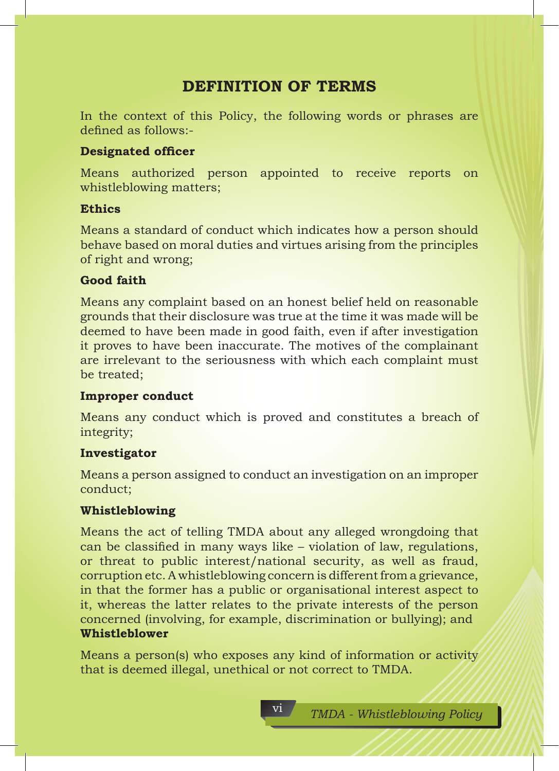# DEFINITION OF TERMS

In the context of this Policy, the following words or phrases are defined as follows:-

**Designated officer**

Means authorized person appointed to receive reports on whistleblowing matters;

**Ethics**

Means a standard of conduct which indicates how a person should behave based on moral duties and virtues arising from the principles of right and wrong;

**Good faith**

Means any complaint based on an honest belief held on reasonable grounds that their disclosure was true at the time it was made will be deemed to have been made in good faith, even if after investigation it proves to have been inaccurate. The motives of the complainant are irrelevant to the seriousness with which each complaint must be treated;

**Improper conduct**

Means any conduct which is proved and constitutes a breach of integrity;

**Investigator**

Means a person assigned to conduct an investigation on an improper conduct;

**Whistleblowing**

Means the act of telling TMDA about any alleged wrongdoing that can be classified in many ways like – violation of law, regulations, or threat to public interest/national security, as well as fraud, corruption etc. A whistleblowing concern is different from a grievance, in that the former has a public or organisational interest aspect to it, whereas the latter relates to the private interests of the person concerned (involving, for example, discrimination or bullying); and

**Whistleblower**

Means a person(s) who exposes any kind of information or activity that is deemed illegal, unethical or not correct to TMDA.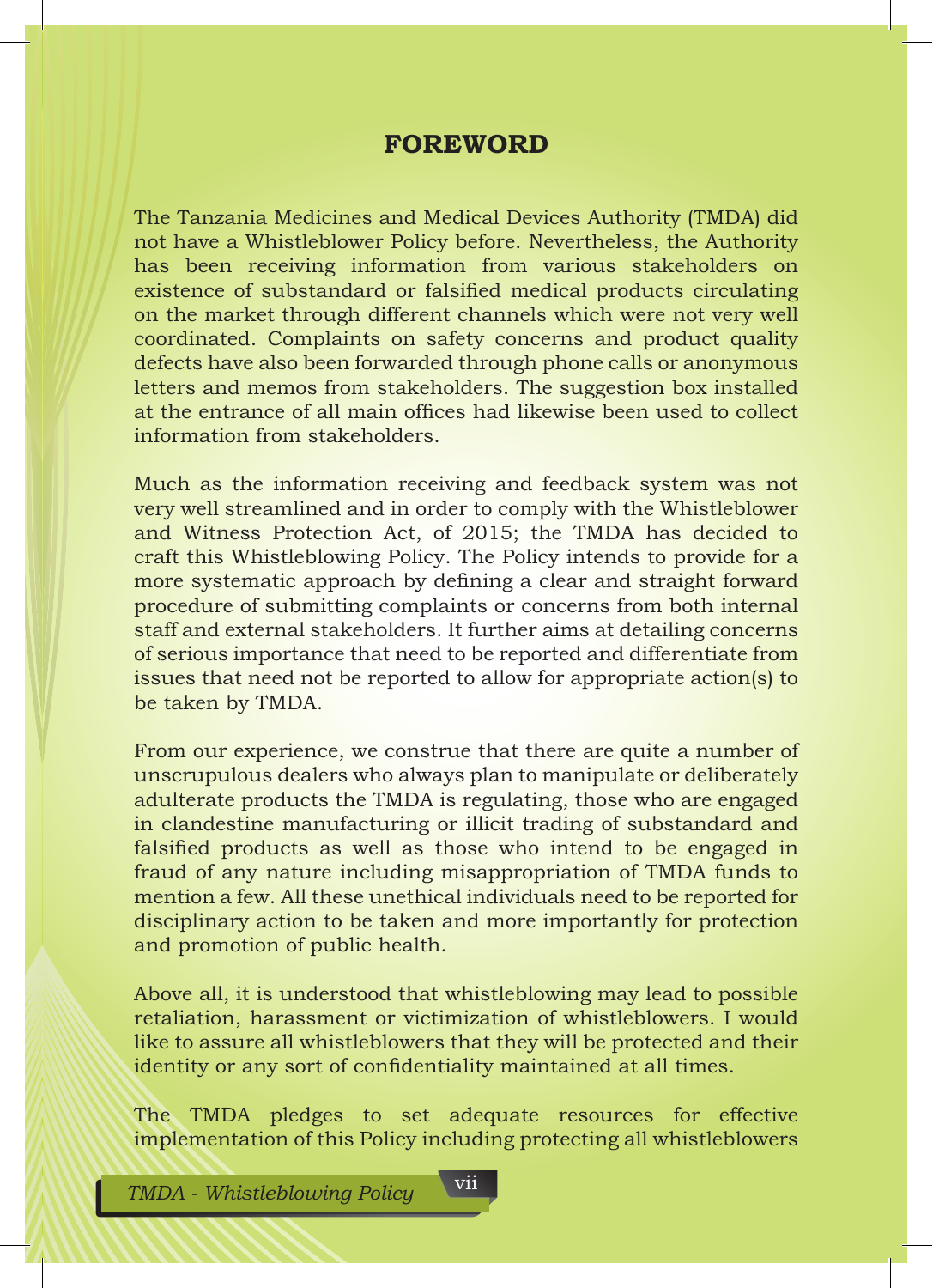# FOREWORD

The Tanzania Medicines and Medical Devices Authority (TMDA) did not have a Whistleblower Policy before. Nevertheless, the Authority has been receiving information from various stakeholders on existence of substandard or falsified medical products circulating on the market through different channels which were not very well coordinated. Complaints on safety concerns and product quality defects have also been forwarded through phone calls or anonymous letters and memos from stakeholders. The suggestion box installed at the entrance of all main offices had likewise been used to collect information from stakeholders.

Much as the information receiving and feedback system was not very well streamlined and in order to comply with the Whistleblower and Witness Protection Act, of 2015; the TMDA has decided to craft this Whistleblowing Policy. The Policy intends to provide for a more systematic approach by defining a clear and straight forward procedure of submitting complaints or concerns from both internal staff and external stakeholders. It further aims at detailing concerns of serious importance that need to be reported and differentiate from issues that need not be reported to allow for appropriate action(s) to be taken by TMDA.

From our experience, we construe that there are quite a number of unscrupulous dealers who always plan to manipulate or deliberately adulterate products the TMDA is regulating, those who are engaged in clandestine manufacturing or illicit trading of substandard and falsified products as well as those who intend to be engaged in fraud of any nature including misappropriation of TMDA funds to mention a few. All these unethical individuals need to be reported for disciplinary action to be taken and more importantly for protection and promotion of public health.

Above all, it is understood that whistleblowing may lead to possible retaliation, harassment or victimization of whistleblowers. I would like to assure all whistleblowers that they will be protected and their identity or any sort of confidentiality maintained at all times.

The TMDA pledges to set adequate resources for effective implementation of this Policy including protecting all whistleblowers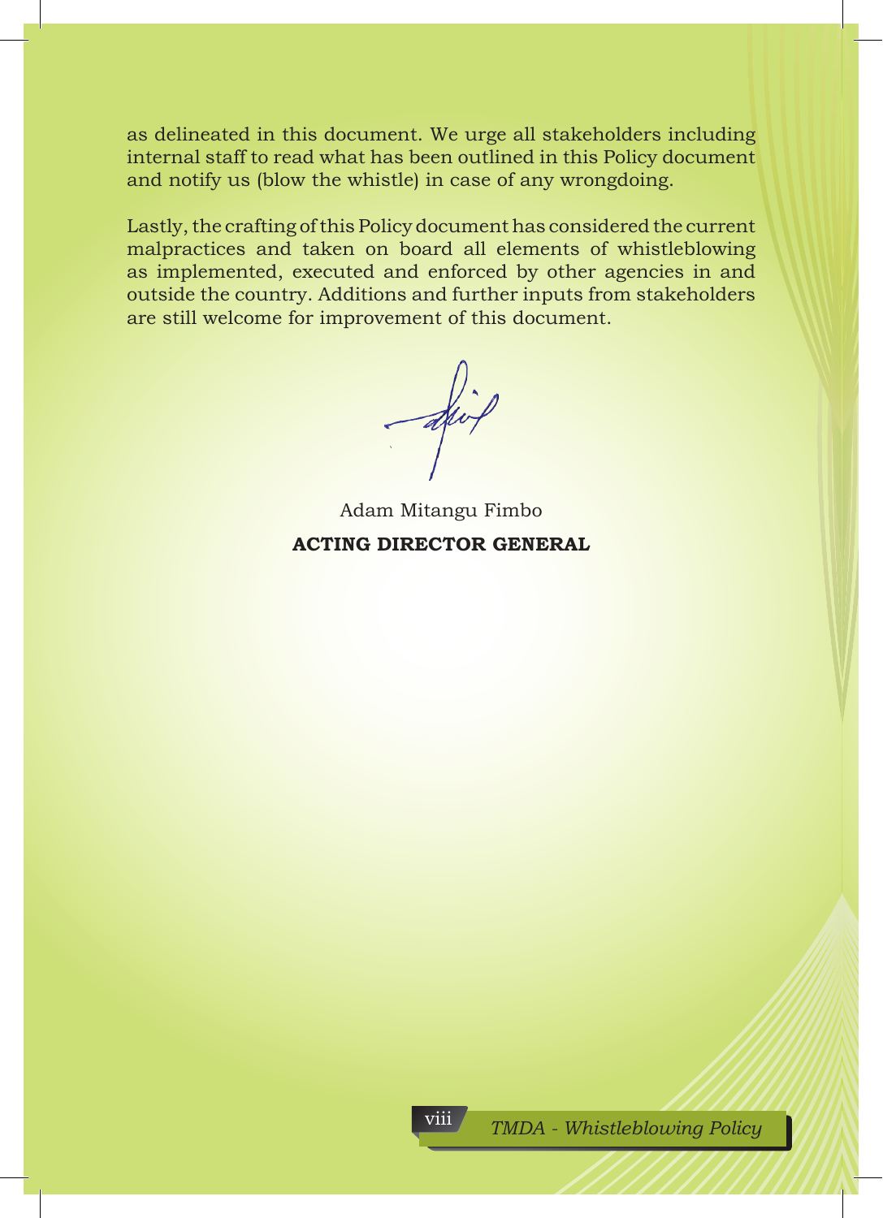as delineated in this document. We urge all stakeholders including internal staff to read what has been outlined in this Policy document and notify us (blow the whistle) in case of any wrongdoing.

Lastly, the crafting of this Policy document has considered the current malpractices and taken on board all elements of whistleblowing as implemented, executed and enforced by other agencies in and outside the country. Additions and further inputs from stakeholders are still welcome for improvement of this document.

Adam Mitangu Fimbo

**ACTING DIRECTOR GENERAL**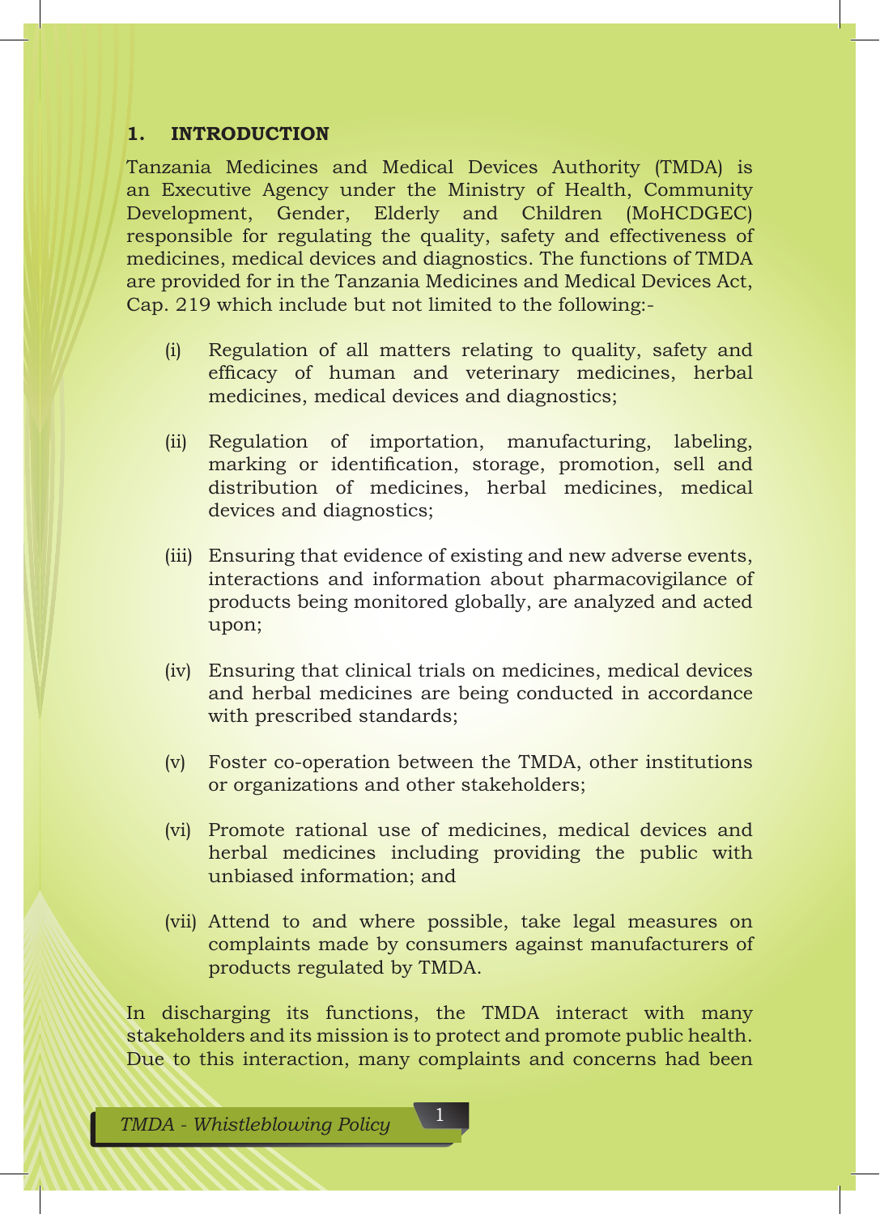## 1. INTRODUCTION

Tanzania Medicines and Medical Devices Authority (TMDA) is an Executive Agency under the Ministry of Health, Community Development, Gender, Elderly and Children (MoHCDGEC) responsible for regulating the quality, safety and effectiveness of medicines, medical devices and diagnostics. The functions of TMDA are provided for in the Tanzania Medicines and Medical Devices Act, Cap. 219 which include but not limited to the following:-

(i) Regulation of all matters relating to quality, safety and efficacy of human and veterinary medicines, herbal medicines, medical devices and diagnostics;

(ii) Regulation of importation, manufacturing, labeling, marking or identification, storage, promotion, sell and distribution of medicines, herbal medicines, medical devices and diagnostics;

(iii) Ensuring that evidence of existing and new adverse events, interactions and information about pharmacovigilance of products being monitored globally, are analyzed and acted upon;

(iv) Ensuring that clinical trials on medicines, medical devices and herbal medicines are being conducted in accordance with prescribed standards;

(v) Foster co-operation between the TMDA, other institutions or organizations and other stakeholders;

(vi) Promote rational use of medicines, medical devices and herbal medicines including providing the public with unbiased information; and

(vii) Attend to and where possible, take legal measures on complaints made by consumers against manufacturers of products regulated by TMDA.

In discharging its functions, the TMDA interact with many stakeholders and its mission is to protect and promote public health. Due to this interaction, many complaints and concerns had been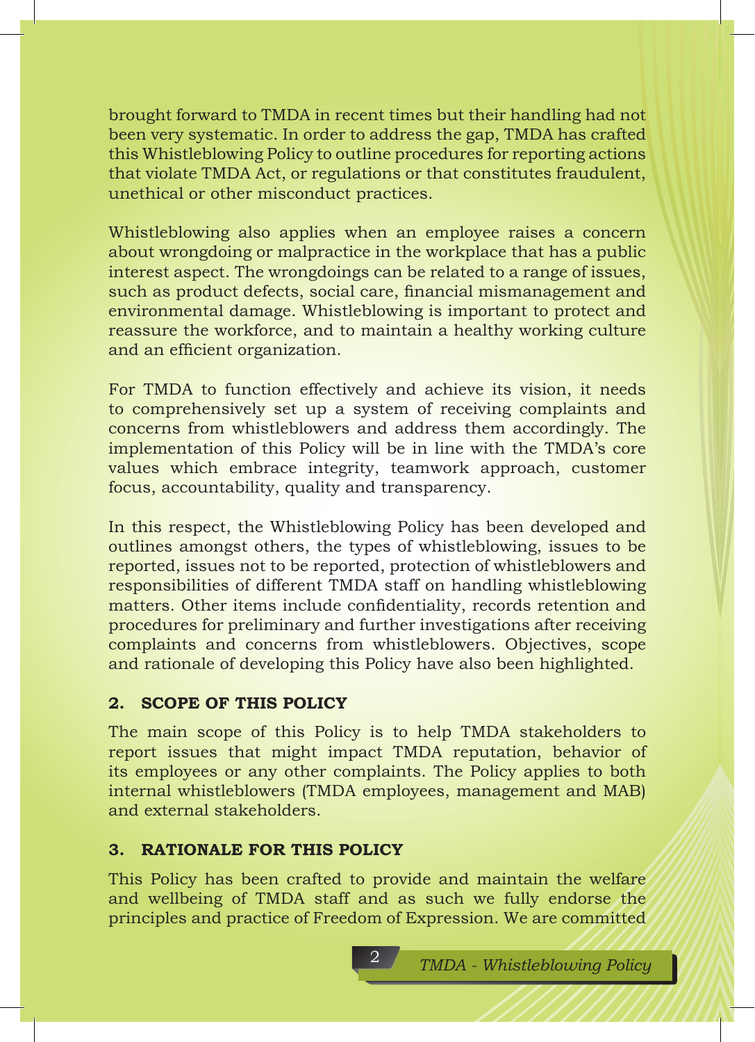brought forward to TMDA in recent times but their handling had not been very systematic. In order to address the gap, TMDA has crafted this Whistleblowing Policy to outline procedures for reporting actions that violate TMDA Act, or regulations or that constitutes fraudulent, unethical or other misconduct practices.

Whistleblowing also applies when an employee raises a concern about wrongdoing or malpractice in the workplace that has a public interest aspect. The wrongdoings can be related to a range of issues, such as product defects, social care, financial mismanagement and environmental damage. Whistleblowing is important to protect and reassure the workforce, and to maintain a healthy working culture and an efficient organization.

For TMDA to function effectively and achieve its vision, it needs to comprehensively set up a system of receiving complaints and concerns from whistleblowers and address them accordingly. The implementation of this Policy will be in line with the TMDA's core values which embrace integrity, teamwork approach, customer focus, accountability, quality and transparency.

In this respect, the Whistleblowing Policy has been developed and outlines amongst others, the types of whistleblowing, issues to be reported, issues not to be reported, protection of whistleblowers and responsibilities of different TMDA staff on handling whistleblowing matters. Other items include confidentiality, records retention and procedures for preliminary and further investigations after receiving complaints and concerns from whistleblowers. Objectives, scope and rationale of developing this Policy have also been highlighted.

## 2. SCOPE OF THIS POLICY

The main scope of this Policy is to help TMDA stakeholders to report issues that might impact TMDA reputation, behavior of its employees or any other complaints. The Policy applies to both internal whistleblowers (TMDA employees, management and MAB) and external stakeholders.

## 3. RATIONALE FOR THIS POLICY

This Policy has been crafted to provide and maintain the welfare and wellbeing of TMDA staff and as such we fully endorse the principles and practice of Freedom of Expression. We are committed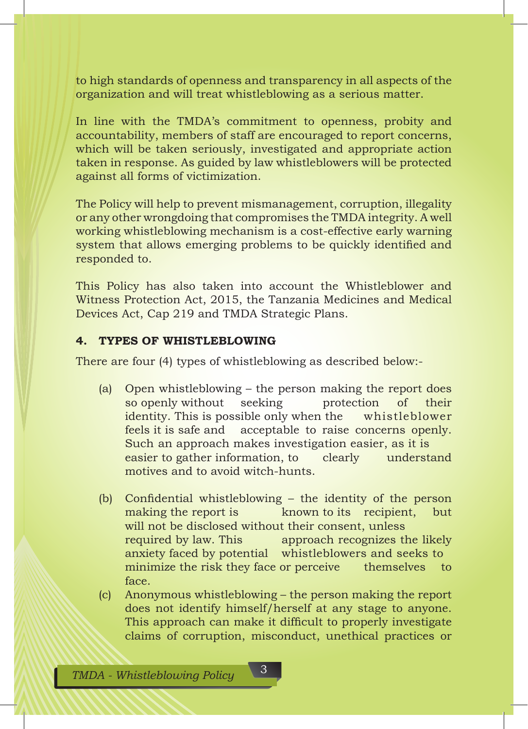to high standards of openness and transparency in all aspects of the organization and will treat whistleblowing as a serious matter.

In line with the TMDA's commitment to openness, probity and accountability, members of staff are encouraged to report concerns, which will be taken seriously, investigated and appropriate action taken in response. As guided by law whistleblowers will be protected against all forms of victimization.

The Policy will help to prevent mismanagement, corruption, illegality or any other wrongdoing that compromises the TMDA integrity. A well working whistleblowing mechanism is a cost-effective early warning system that allows emerging problems to be quickly identified and responded to.

This Policy has also taken into account the Whistleblower and Witness Protection Act, 2015, the Tanzania Medicines and Medical Devices Act, Cap 219 and TMDA Strategic Plans.

## 4. TYPES OF WHISTLEBLOWING

There are four (4) types of whistleblowing as described below:-

(a) Open whistleblowing – the person making the report does so openly without seeking protection of their identity. This is possible only when the whistleblower feels it is safe and acceptable to raise concerns openly. Such an approach makes investigation easier, as it is easier to gather information, to clearly understand motives and to avoid witch-hunts.

(b) Confidential whistleblowing – the identity of the person making the report is known to its recipient, but will not be disclosed without their consent, unless required by law. This approach recognizes the likely anxiety faced by potential whistleblowers and seeks to minimize the risk they face or perceive themselves to face.

(c) Anonymous whistleblowing – the person making the report does not identify himself/herself at any stage to anyone. This approach can make it difficult to properly investigate claims of corruption, misconduct, unethical practices or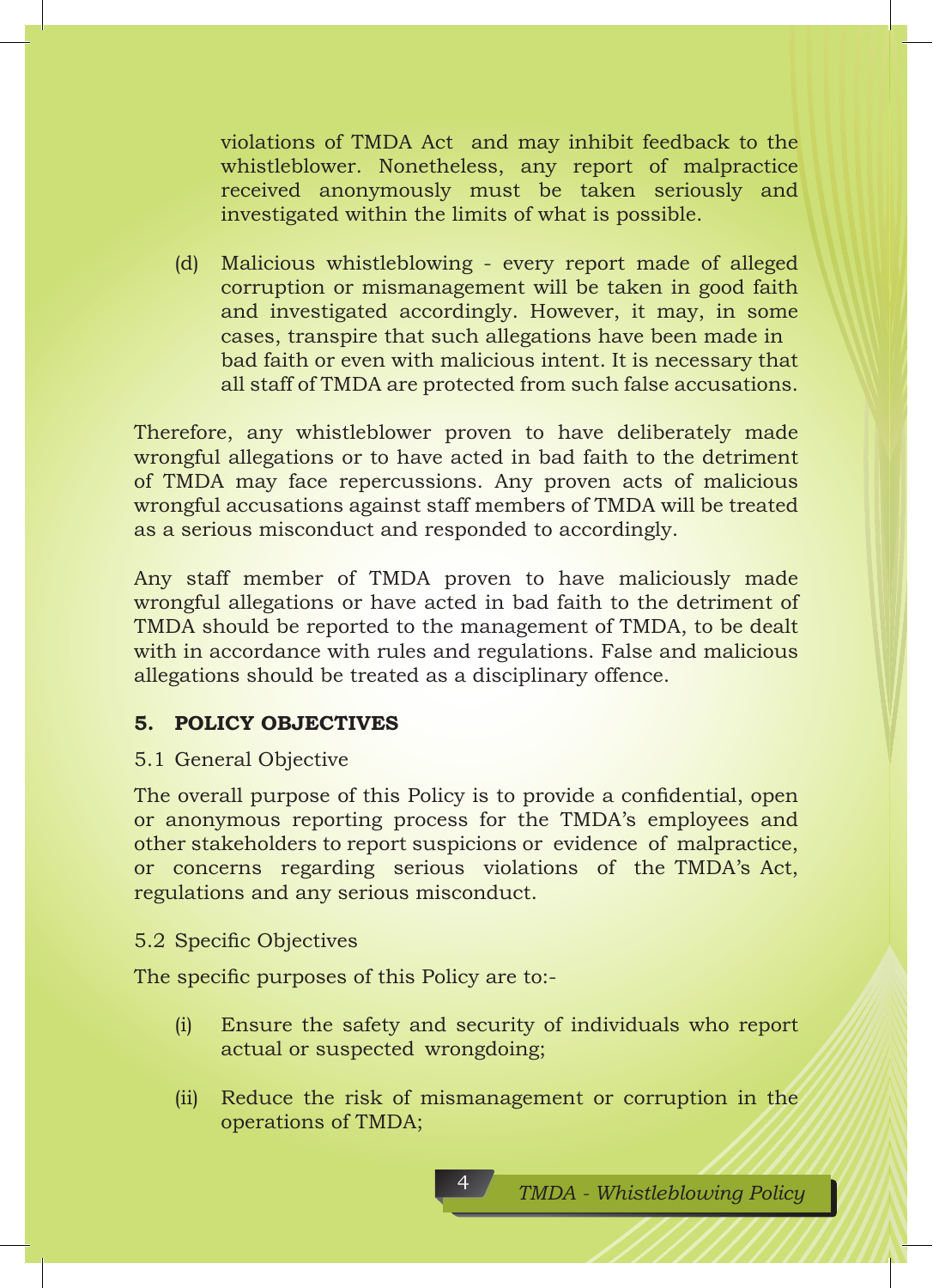violations of TMDA Act and may inhibit feedback to the whistleblower. Nonetheless, any report of malpractice received anonymously must be taken seriously and investigated within the limits of what is possible.

(d) Malicious whistleblowing - every report made of alleged corruption or mismanagement will be taken in good faith and investigated accordingly. However, it may, in some cases, transpire that such allegations have been made in bad faith or even with malicious intent. It is necessary that all staff of TMDA are protected from such false accusations.

Therefore, any whistleblower proven to have deliberately made wrongful allegations or to have acted in bad faith to the detriment of TMDA may face repercussions. Any proven acts of malicious wrongful accusations against staff members of TMDA will be treated as a serious misconduct and responded to accordingly.

Any staff member of TMDA proven to have maliciously made wrongful allegations or have acted in bad faith to the detriment of TMDA should be reported to the management of TMDA, to be dealt with in accordance with rules and regulations. False and malicious allegations should be treated as a disciplinary offence.

## 5. POLICY OBJECTIVES

### 5.1 General Objective

The overall purpose of this Policy is to provide a confidential, open or anonymous reporting process for the TMDA's employees and other stakeholders to report suspicions or evidence of malpractice, or concerns regarding serious violations of the TMDA's Act, regulations and any serious misconduct.

### 5.2 Specific Objectives

The specific purposes of this Policy are to:-

(i) Ensure the safety and security of individuals who report actual or suspected wrongdoing;

(ii) Reduce the risk of mismanagement or corruption in the operations of TMDA;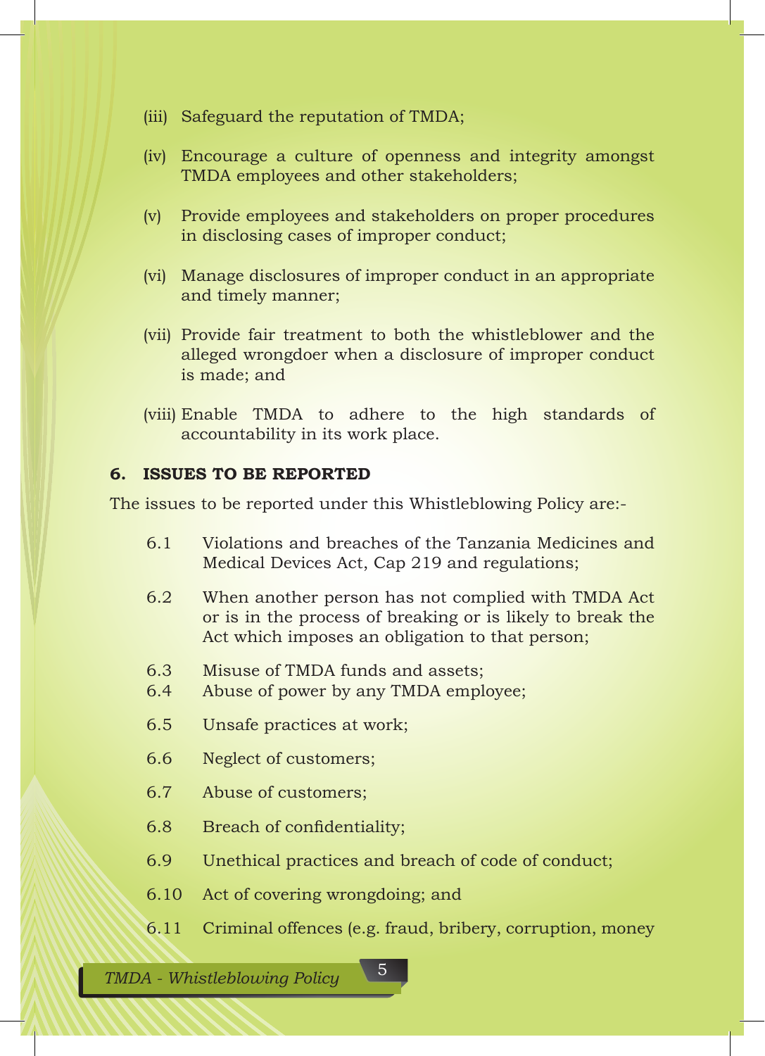(iii) Safeguard the reputation of TMDA;

(iv) Encourage a culture of openness and integrity amongst TMDA employees and other stakeholders;

(v) Provide employees and stakeholders on proper procedures in disclosing cases of improper conduct;

(vi) Manage disclosures of improper conduct in an appropriate and timely manner;

(vii) Provide fair treatment to both the whistleblower and the alleged wrongdoer when a disclosure of improper conduct is made; and

(viii) Enable TMDA to adhere to the high standards of accountability in its work place.

## 6. ISSUES TO BE REPORTED

The issues to be reported under this Whistleblowing Policy are:-

6.1 Violations and breaches of the Tanzania Medicines and Medical Devices Act, Cap 219 and regulations;

6.2 When another person has not complied with TMDA Act or is in the process of breaking or is likely to break the Act which imposes an obligation to that person;

6.3 Misuse of TMDA funds and assets;

6.4 Abuse of power by any TMDA employee;

6.5 Unsafe practices at work;

6.6 Neglect of customers;

6.7 Abuse of customers;

6.8 Breach of confidentiality;

6.9 Unethical practices and breach of code of conduct;

6.10 Act of covering wrongdoing; and

6.11 Criminal offences (e.g. fraud, bribery, corruption, money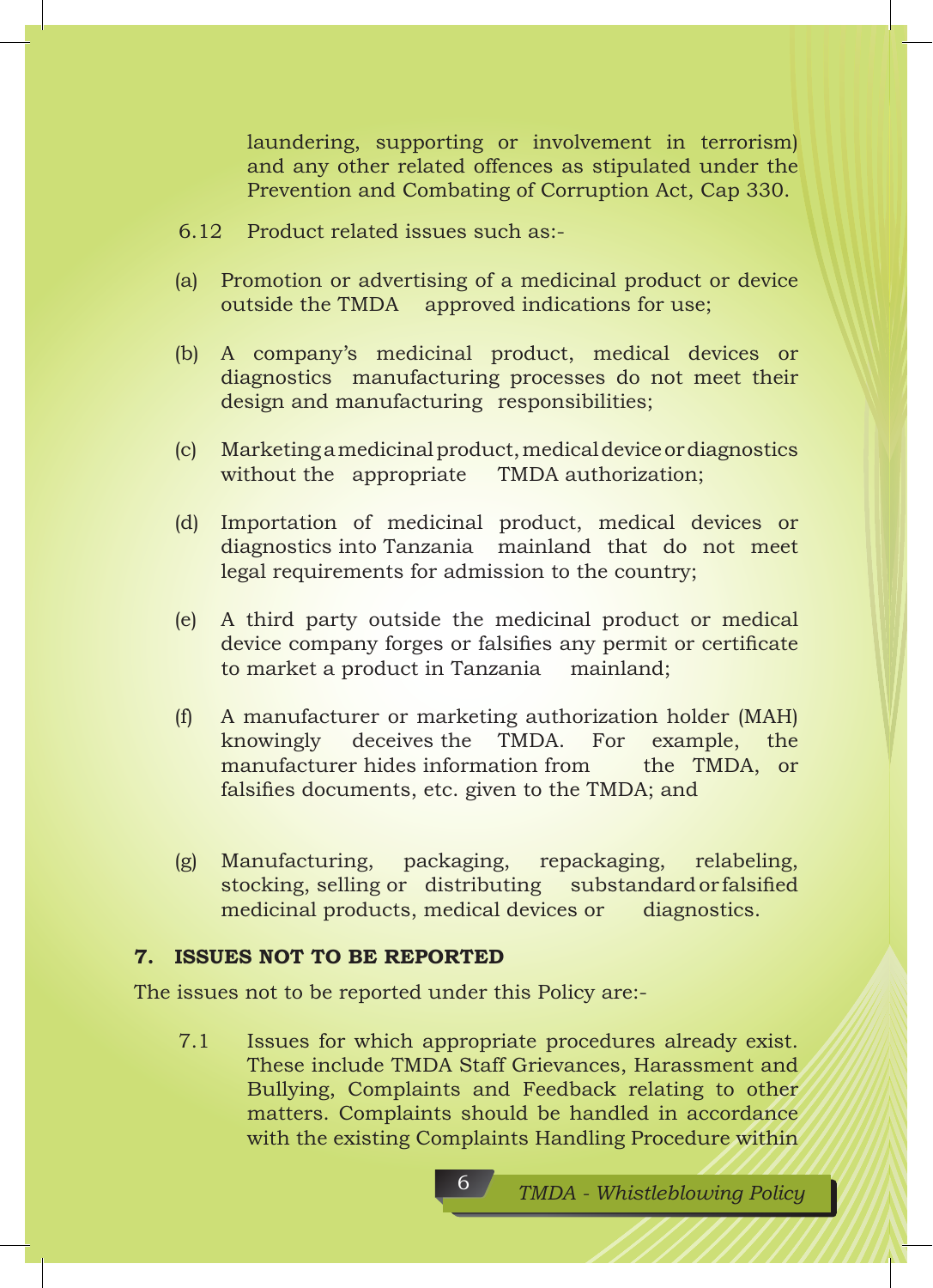laundering, supporting or involvement in terrorism) and any other related offences as stipulated under the Prevention and Combating of Corruption Act, Cap 330.

6.12 Product related issues such as:-

(a) Promotion or advertising of a medicinal product or device outside the TMDA approved indications for use;

(b) A company's medicinal product, medical devices or diagnostics manufacturing processes do not meet their design and manufacturing responsibilities;

(c) Marketing a medicinal product, medical device or diagnostics without the appropriate TMDA authorization;

(d) Importation of medicinal product, medical devices or diagnostics into Tanzania mainland that do not meet legal requirements for admission to the country;

(e) A third party outside the medicinal product or medical device company forges or falsifies any permit or certificate to market a product in Tanzania mainland;

(f) A manufacturer or marketing authorization holder (MAH) knowingly deceives the TMDA. For example, the manufacturer hides information from the TMDA, or falsifies documents, etc. given to the TMDA; and

(g) Manufacturing, packaging, repackaging, relabeling, stocking, selling or distributing substandard or falsified medicinal products, medical devices or diagnostics.

## 7. ISSUES NOT TO BE REPORTED

The issues not to be reported under this Policy are:-

7.1 Issues for which appropriate procedures already exist. These include TMDA Staff Grievances, Harassment and Bullying, Complaints and Feedback relating to other matters. Complaints should be handled in accordance with the existing Complaints Handling Procedure within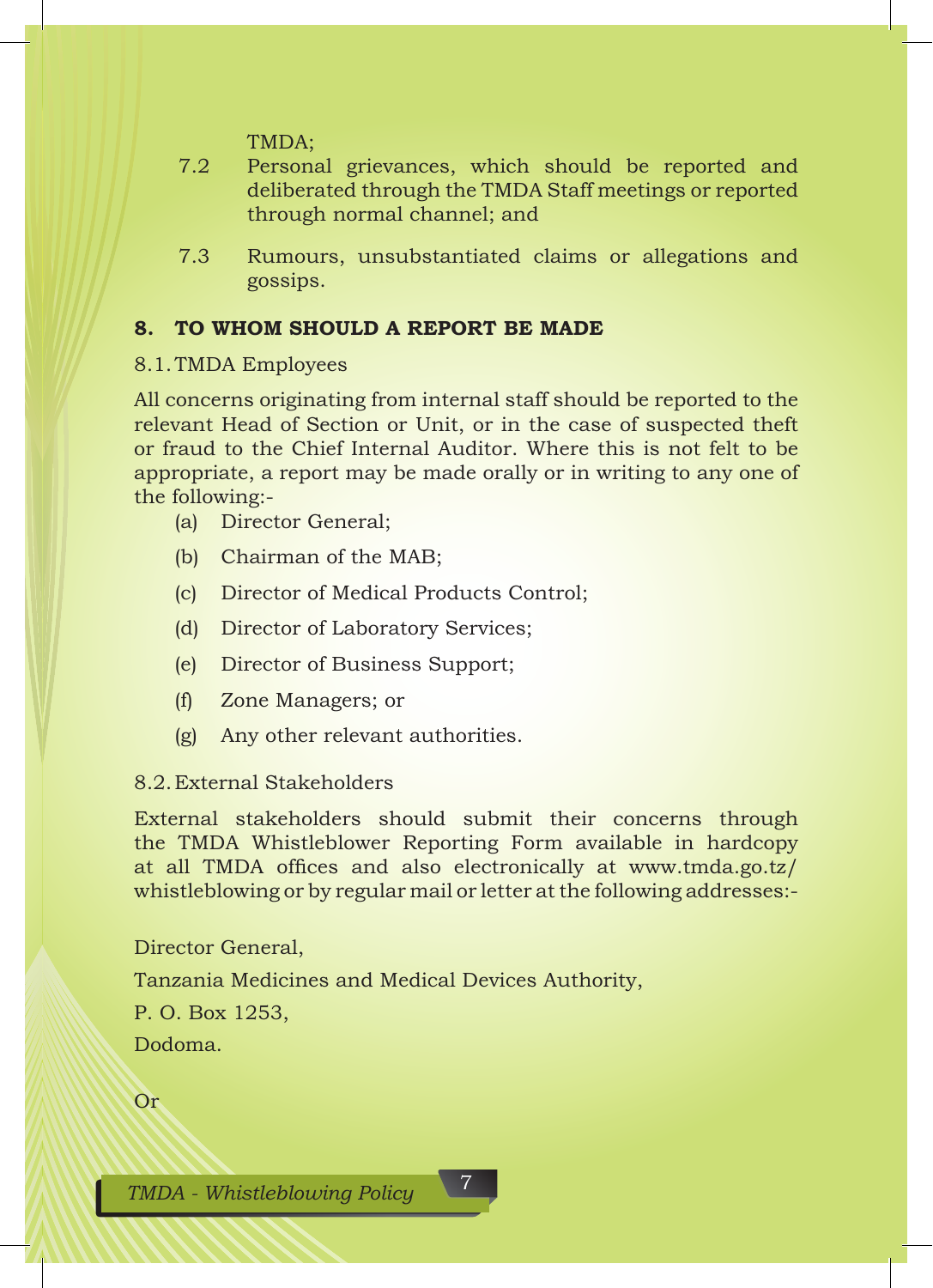TMDA;

7.2 Personal grievances, which should be reported and deliberated through the TMDA Staff meetings or reported through normal channel; and

7.3 Rumours, unsubstantiated claims or allegations and gossips.

## 8. TO WHOM SHOULD A REPORT BE MADE

8.1. TMDA Employees

All concerns originating from internal staff should be reported to the relevant Head of Section or Unit, or in the case of suspected theft or fraud to the Chief Internal Auditor. Where this is not felt to be appropriate, a report may be made orally or in writing to any one of the following:-

(a) Director General;

(b) Chairman of the MAB;

(c) Director of Medical Products Control;

(d) Director of Laboratory Services;

(e) Director of Business Support;

(f) Zone Managers; or

(g) Any other relevant authorities.

8.2. External Stakeholders

External stakeholders should submit their concerns through the TMDA Whistleblower Reporting Form available in hardcopy at all TMDA offices and also electronically at www.tmda.go.tz/whistleblowing or by regular mail or letter at the following addresses:-

Director General,

Tanzania Medicines and Medical Devices Authority,

P. O. Box 1253,

Dodoma.

Or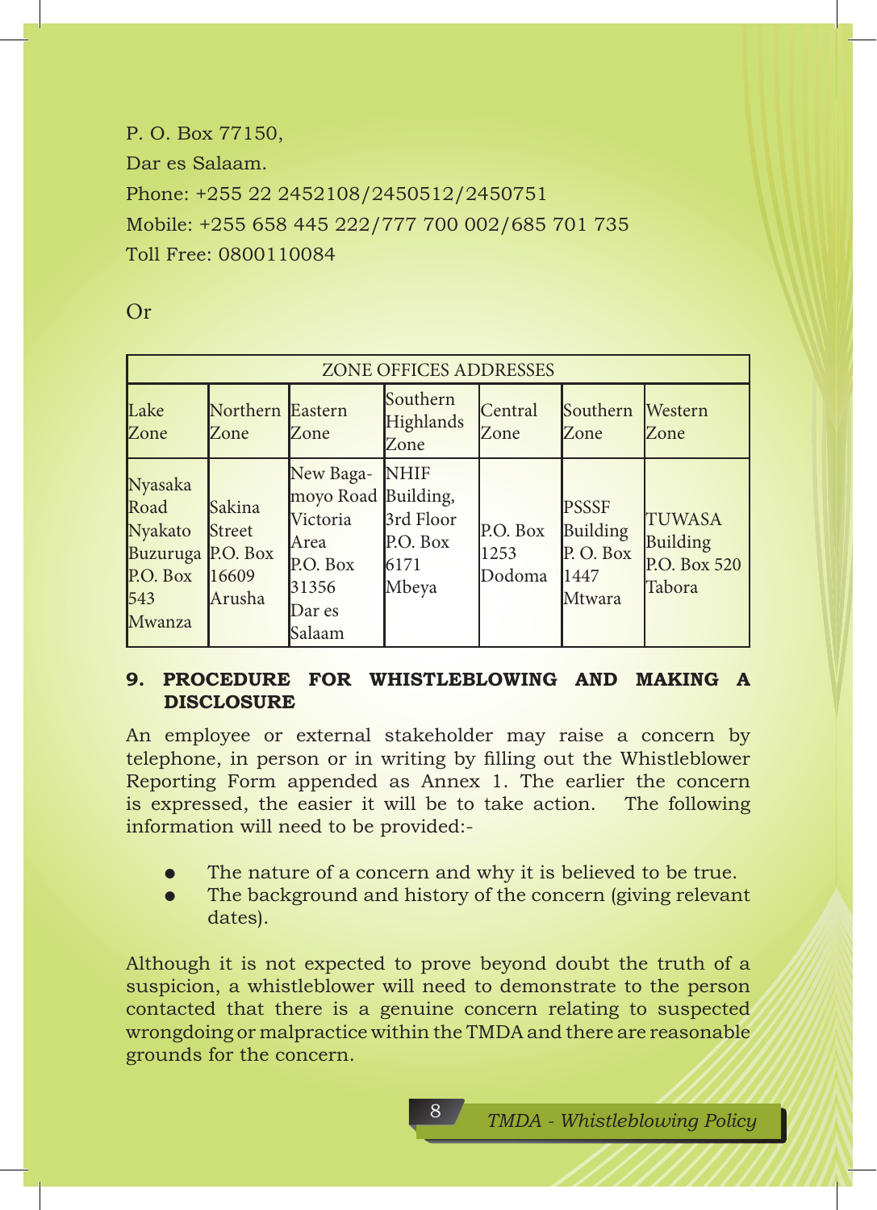P. O. Box 77150,

Dar es Salaam.

Phone: +255 22 2452108/2450512/2450751

Mobile: +255 658 445 222/777 700 002/685 701 735

Toll Free: 0800110084

Or

| ZONE OFFICES ADDRESSES | | | | | | |
|---|---|---|---|---|---|---|
| Lake Zone | Northern Zone | Eastern Zone | Southern Highlands Zone | Central Zone | Southern Zone | Western Zone |
| Nyasaka Road Nyakato Buzuruga P.O. Box 543 Mwanza | Sakina Street P.O. Box 16609 Arusha | New Bagamoyo Road Victoria Area P.O. Box 31356 Dar es Salaam | NHIF Building, 3rd Floor P.O. Box 6171 Mbeya | P.O. Box 1253 Dodoma | PSSSF Building P. O. Box 1447 Mtwara | TUWASA Building P.O. Box 520 Tabora |

## 9. PROCEDURE FOR WHISTLEBLOWING AND MAKING A DISCLOSURE

An employee or external stakeholder may raise a concern by telephone, in person or in writing by filling out the Whistleblower Reporting Form appended as Annex 1. The earlier the concern is expressed, the easier it will be to take action. The following information will need to be provided:-

- The nature of a concern and why it is believed to be true.
- The background and history of the concern (giving relevant dates).

Although it is not expected to prove beyond doubt the truth of a suspicion, a whistleblower will need to demonstrate to the person contacted that there is a genuine concern relating to suspected wrongdoing or malpractice within the TMDA and there are reasonable grounds for the concern.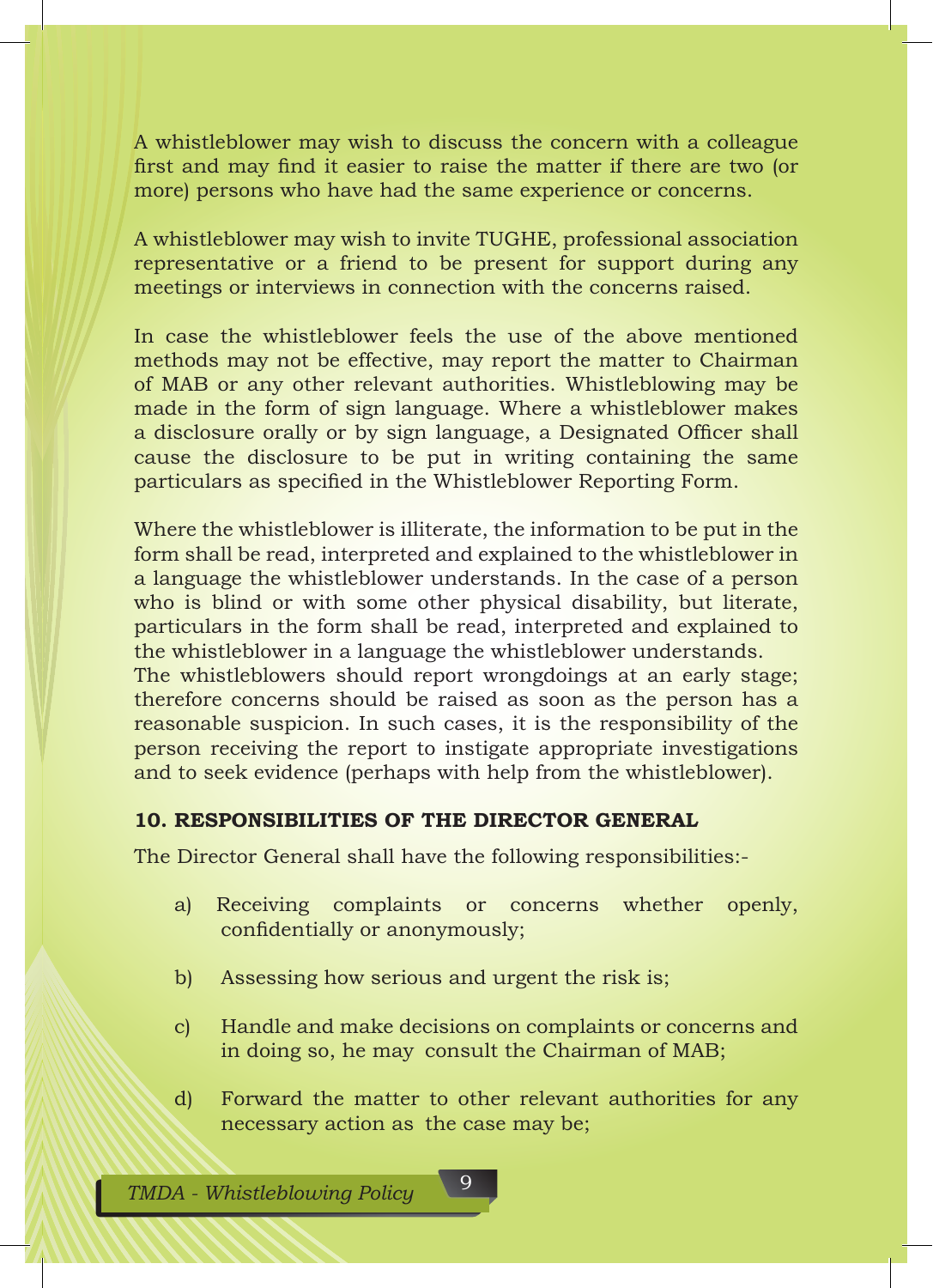A whistleblower may wish to discuss the concern with a colleague first and may find it easier to raise the matter if there are two (or more) persons who have had the same experience or concerns.

A whistleblower may wish to invite TUGHE, professional association representative or a friend to be present for support during any meetings or interviews in connection with the concerns raised.

In case the whistleblower feels the use of the above mentioned methods may not be effective, may report the matter to Chairman of MAB or any other relevant authorities. Whistleblowing may be made in the form of sign language. Where a whistleblower makes a disclosure orally or by sign language, a Designated Officer shall cause the disclosure to be put in writing containing the same particulars as specified in the Whistleblower Reporting Form.

Where the whistleblower is illiterate, the information to be put in the form shall be read, interpreted and explained to the whistleblower in a language the whistleblower understands. In the case of a person who is blind or with some other physical disability, but literate, particulars in the form shall be read, interpreted and explained to the whistleblower in a language the whistleblower understands.
The whistleblowers should report wrongdoings at an early stage; therefore concerns should be raised as soon as the person has a reasonable suspicion. In such cases, it is the responsibility of the person receiving the report to instigate appropriate investigations and to seek evidence (perhaps with help from the whistleblower).

## 10. RESPONSIBILITIES OF THE DIRECTOR GENERAL

The Director General shall have the following responsibilities:-

a) Receiving complaints or concerns whether openly, confidentially or anonymously;

b) Assessing how serious and urgent the risk is;

c) Handle and make decisions on complaints or concerns and in doing so, he may consult the Chairman of MAB;

d) Forward the matter to other relevant authorities for any necessary action as the case may be;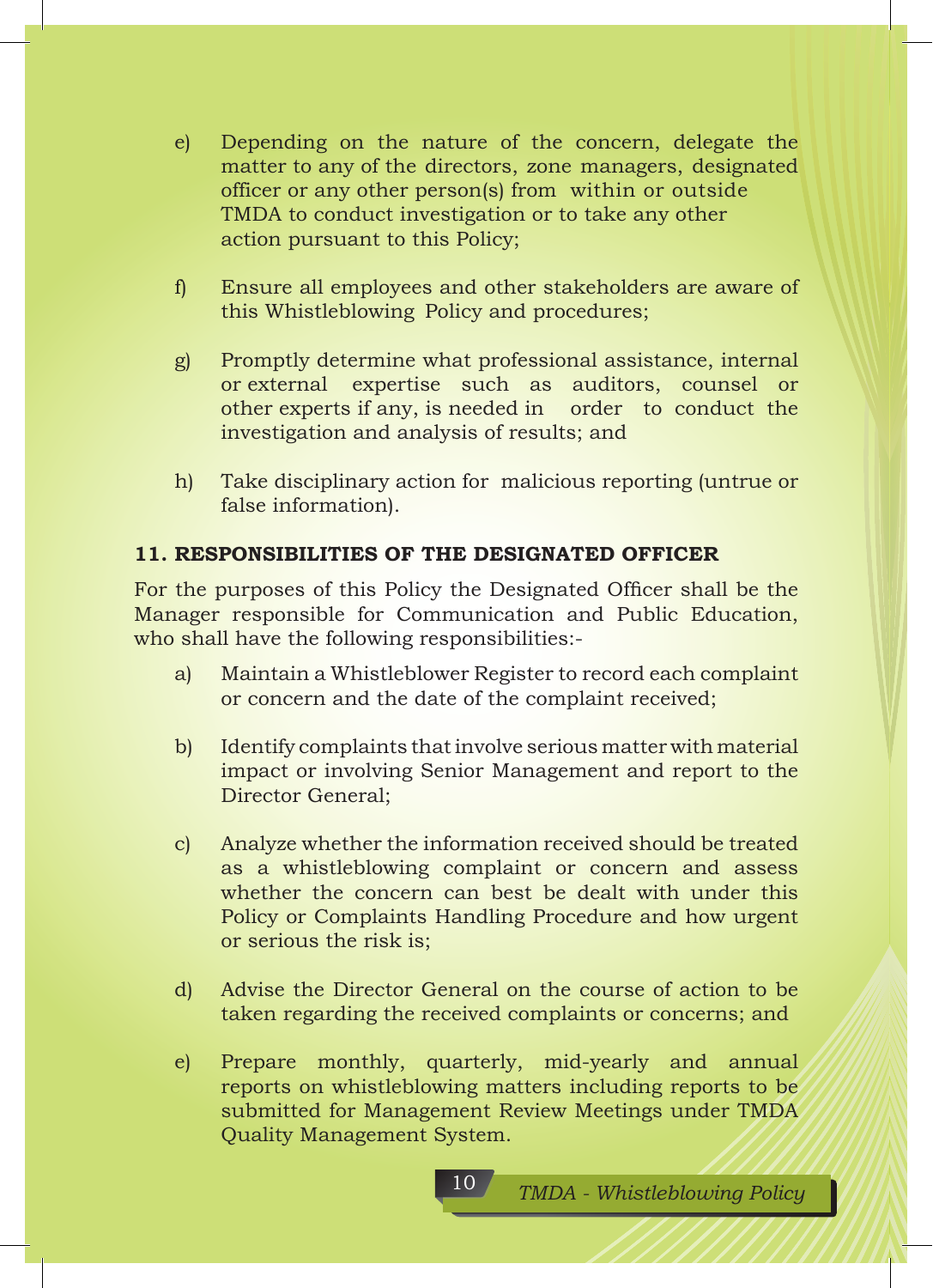e) Depending on the nature of the concern, delegate the matter to any of the directors, zone managers, designated officer or any other person(s) from within or outside TMDA to conduct investigation or to take any other action pursuant to this Policy;

f) Ensure all employees and other stakeholders are aware of this Whistleblowing Policy and procedures;

g) Promptly determine what professional assistance, internal or external expertise such as auditors, counsel or other experts if any, is needed in order to conduct the investigation and analysis of results; and

h) Take disciplinary action for malicious reporting (untrue or false information).

## 11. RESPONSIBILITIES OF THE DESIGNATED OFFICER

For the purposes of this Policy the Designated Officer shall be the Manager responsible for Communication and Public Education, who shall have the following responsibilities:-

a) Maintain a Whistleblower Register to record each complaint or concern and the date of the complaint received;

b) Identify complaints that involve serious matter with material impact or involving Senior Management and report to the Director General;

c) Analyze whether the information received should be treated as a whistleblowing complaint or concern and assess whether the concern can best be dealt with under this Policy or Complaints Handling Procedure and how urgent or serious the risk is;

d) Advise the Director General on the course of action to be taken regarding the received complaints or concerns; and

e) Prepare monthly, quarterly, mid-yearly and annual reports on whistleblowing matters including reports to be submitted for Management Review Meetings under TMDA Quality Management System.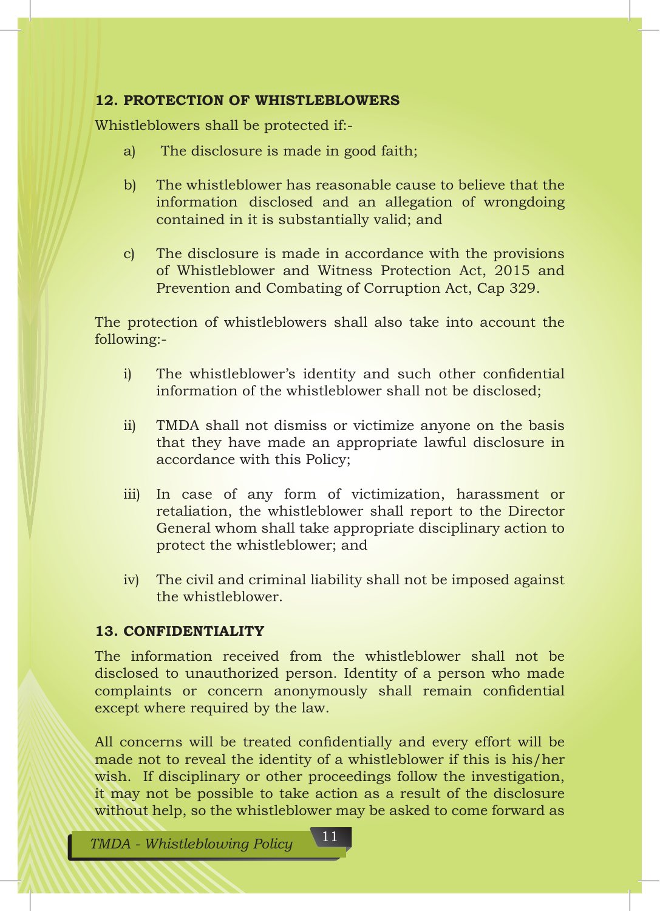## 12. PROTECTION OF WHISTLEBLOWERS

Whistleblowers shall be protected if:-

a) The disclosure is made in good faith;

b) The whistleblower has reasonable cause to believe that the information disclosed and an allegation of wrongdoing contained in it is substantially valid; and

c) The disclosure is made in accordance with the provisions of Whistleblower and Witness Protection Act, 2015 and Prevention and Combating of Corruption Act, Cap 329.

The protection of whistleblowers shall also take into account the following:-

i) The whistleblower's identity and such other confidential information of the whistleblower shall not be disclosed;

ii) TMDA shall not dismiss or victimize anyone on the basis that they have made an appropriate lawful disclosure in accordance with this Policy;

iii) In case of any form of victimization, harassment or retaliation, the whistleblower shall report to the Director General whom shall take appropriate disciplinary action to protect the whistleblower; and

iv) The civil and criminal liability shall not be imposed against the whistleblower.

## 13. CONFIDENTIALITY

The information received from the whistleblower shall not be disclosed to unauthorized person. Identity of a person who made complaints or concern anonymously shall remain confidential except where required by the law.

All concerns will be treated confidentially and every effort will be made not to reveal the identity of a whistleblower if this is his/her wish. If disciplinary or other proceedings follow the investigation, it may not be possible to take action as a result of the disclosure without help, so the whistleblower may be asked to come forward as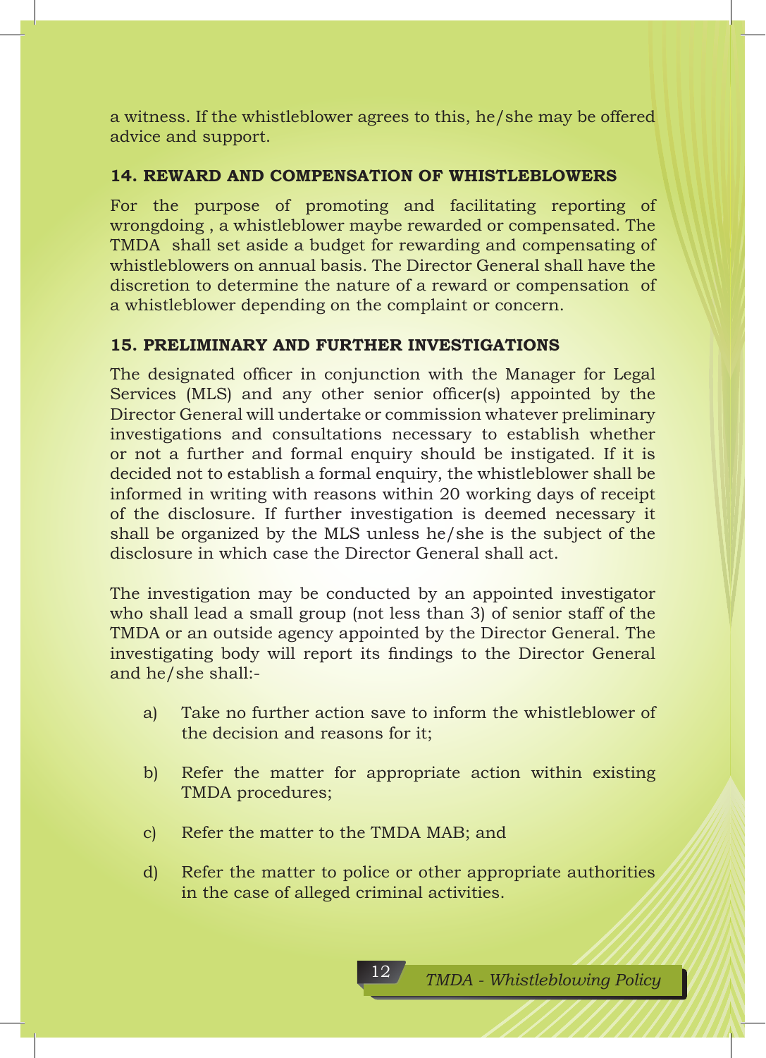a witness. If the whistleblower agrees to this, he/she may be offered advice and support.

## 14. REWARD AND COMPENSATION OF WHISTLEBLOWERS

For the purpose of promoting and facilitating reporting of wrongdoing , a whistleblower maybe rewarded or compensated. The TMDA shall set aside a budget for rewarding and compensating of whistleblowers on annual basis. The Director General shall have the discretion to determine the nature of a reward or compensation of a whistleblower depending on the complaint or concern.

## 15. PRELIMINARY AND FURTHER INVESTIGATIONS

The designated officer in conjunction with the Manager for Legal Services (MLS) and any other senior officer(s) appointed by the Director General will undertake or commission whatever preliminary investigations and consultations necessary to establish whether or not a further and formal enquiry should be instigated. If it is decided not to establish a formal enquiry, the whistleblower shall be informed in writing with reasons within 20 working days of receipt of the disclosure. If further investigation is deemed necessary it shall be organized by the MLS unless he/she is the subject of the disclosure in which case the Director General shall act.

The investigation may be conducted by an appointed investigator who shall lead a small group (not less than 3) of senior staff of the TMDA or an outside agency appointed by the Director General. The investigating body will report its findings to the Director General and he/she shall:-

a) Take no further action save to inform the whistleblower of the decision and reasons for it;

b) Refer the matter for appropriate action within existing TMDA procedures;

c) Refer the matter to the TMDA MAB; and

d) Refer the matter to police or other appropriate authorities in the case of alleged criminal activities.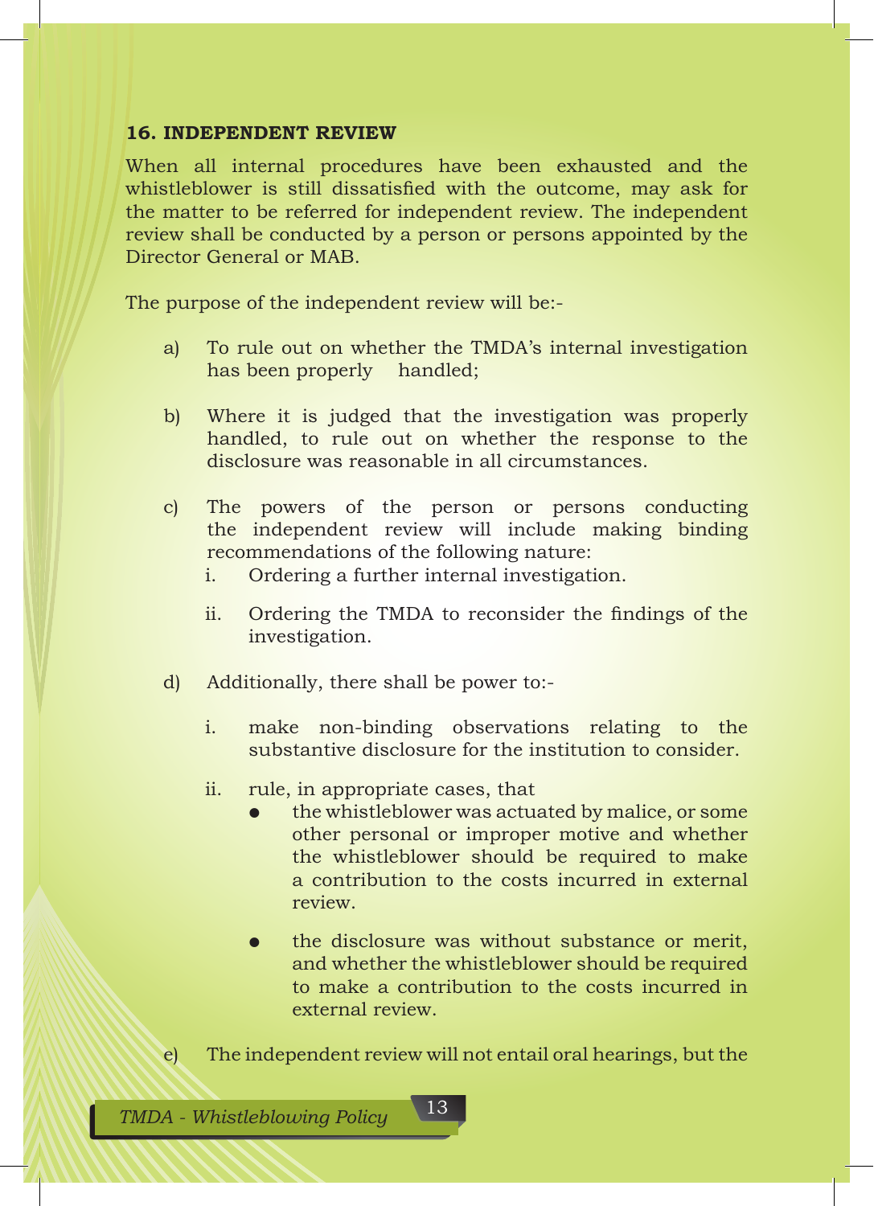## 16. INDEPENDENT REVIEW

When all internal procedures have been exhausted and the whistleblower is still dissatisfied with the outcome, may ask for the matter to be referred for independent review. The independent review shall be conducted by a person or persons appointed by the Director General or MAB.

The purpose of the independent review will be:-

a) To rule out on whether the TMDA's internal investigation has been properly handled;

b) Where it is judged that the investigation was properly handled, to rule out on whether the response to the disclosure was reasonable in all circumstances.

c) The powers of the person or persons conducting the independent review will include making binding recommendations of the following nature:
   i. Ordering a further internal investigation.
   ii. Ordering the TMDA to reconsider the findings of the investigation.

d) Additionally, there shall be power to:-
   i. make non-binding observations relating to the substantive disclosure for the institution to consider.
   ii. rule, in appropriate cases, that
      - the whistleblower was actuated by malice, or some other personal or improper motive and whether the whistleblower should be required to make a contribution to the costs incurred in external review.
      - the disclosure was without substance or merit, and whether the whistleblower should be required to make a contribution to the costs incurred in external review.

e) The independent review will not entail oral hearings, but the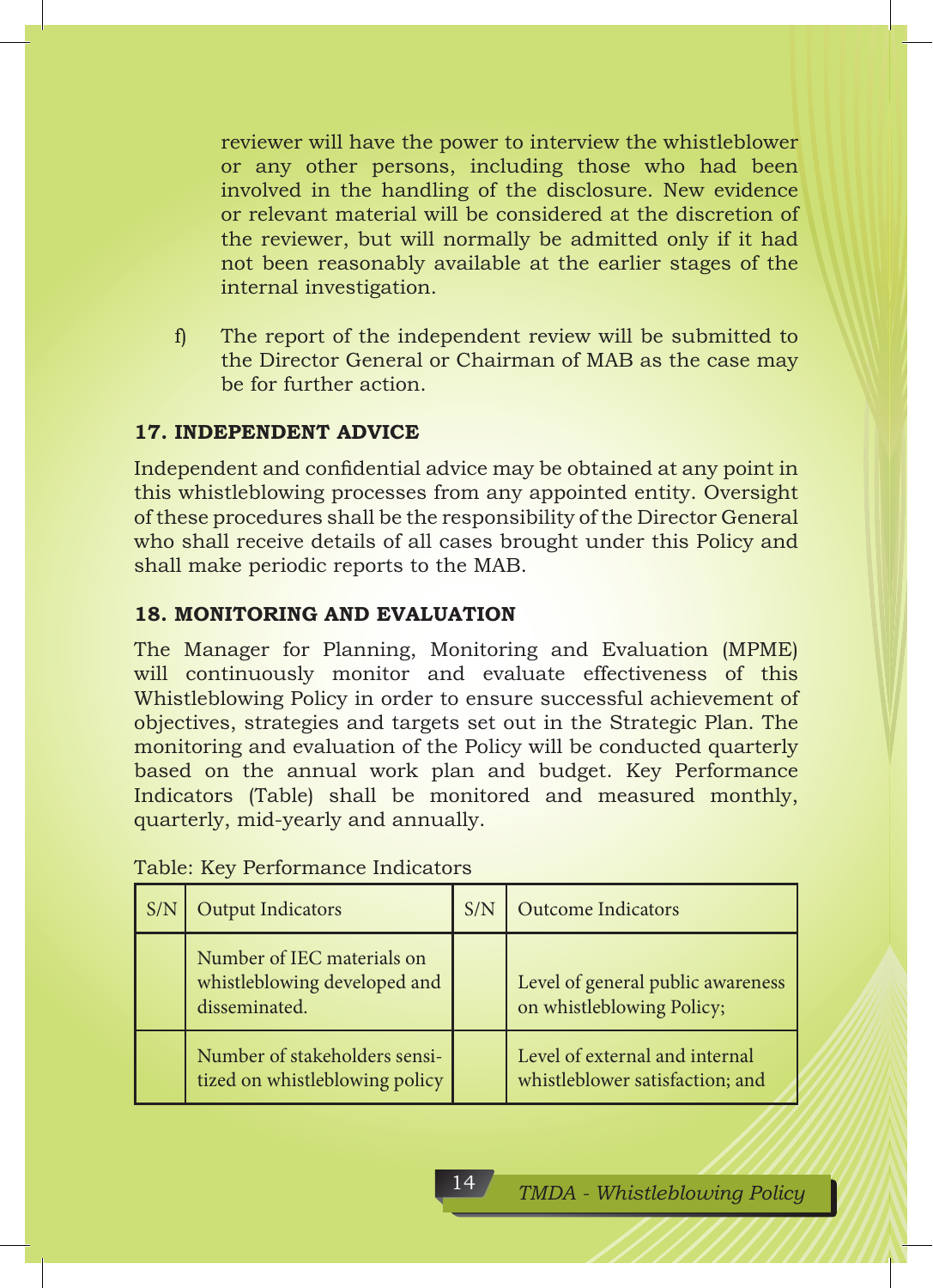reviewer will have the power to interview the whistleblower or any other persons, including those who had been involved in the handling of the disclosure. New evidence or relevant material will be considered at the discretion of the reviewer, but will normally be admitted only if it had not been reasonably available at the earlier stages of the internal investigation.

f) The report of the independent review will be submitted to the Director General or Chairman of MAB as the case may be for further action.

## 17. INDEPENDENT ADVICE

Independent and confidential advice may be obtained at any point in this whistleblowing processes from any appointed entity. Oversight of these procedures shall be the responsibility of the Director General who shall receive details of all cases brought under this Policy and shall make periodic reports to the MAB.

## 18. MONITORING AND EVALUATION

The Manager for Planning, Monitoring and Evaluation (MPME) will continuously monitor and evaluate effectiveness of this Whistleblowing Policy in order to ensure successful achievement of objectives, strategies and targets set out in the Strategic Plan. The monitoring and evaluation of the Policy will be conducted quarterly based on the annual work plan and budget. Key Performance Indicators (Table) shall be monitored and measured monthly, quarterly, mid-yearly and annually.

Table: Key Performance Indicators

| S/N | Output Indicators | S/N | Outcome Indicators |
|---|---|---|---|
| | Number of IEC materials on whistleblowing developed and disseminated. | | Level of general public awareness on whistleblowing Policy; |
| | Number of stakeholders sensitized on whistleblowing policy | | Level of external and internal whistleblower satisfaction; and |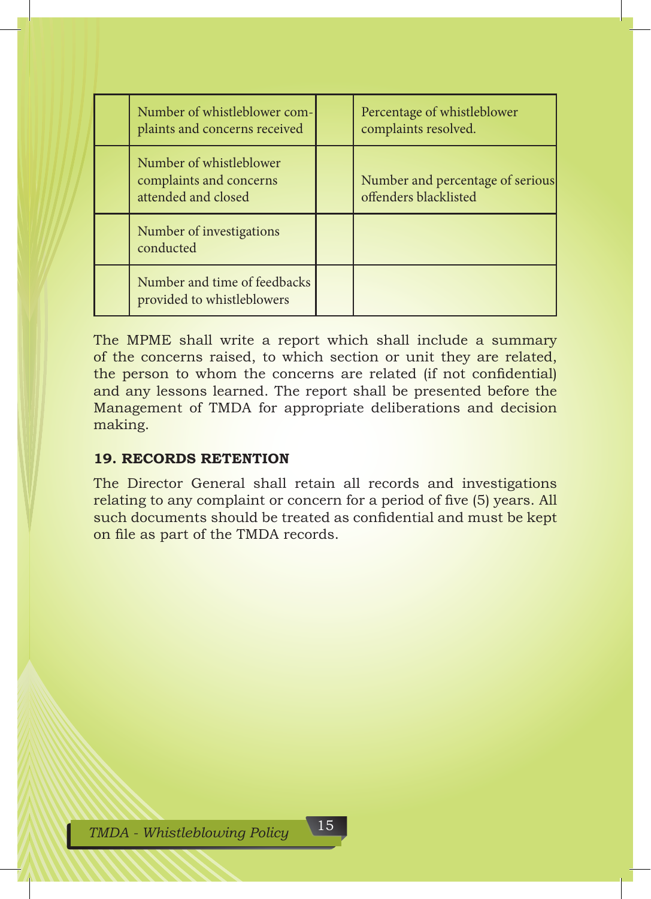|  |  |  |  |
|---|---|---|---|
|  | Number of whistleblower complaints and concerns received |  | Percentage of whistleblower complaints resolved. |
|  | Number of whistleblower complaints and concerns attended and closed |  | Number and percentage of serious offenders blacklisted |
|  | Number of investigations conducted |  |  |
|  | Number and time of feedbacks provided to whistleblowers |  |  |

The MPME shall write a report which shall include a summary of the concerns raised, to which section or unit they are related, the person to whom the concerns are related (if not confidential) and any lessons learned. The report shall be presented before the Management of TMDA for appropriate deliberations and decision making.

## 19. RECORDS RETENTION

The Director General shall retain all records and investigations relating to any complaint or concern for a period of five (5) years. All such documents should be treated as confidential and must be kept on file as part of the TMDA records.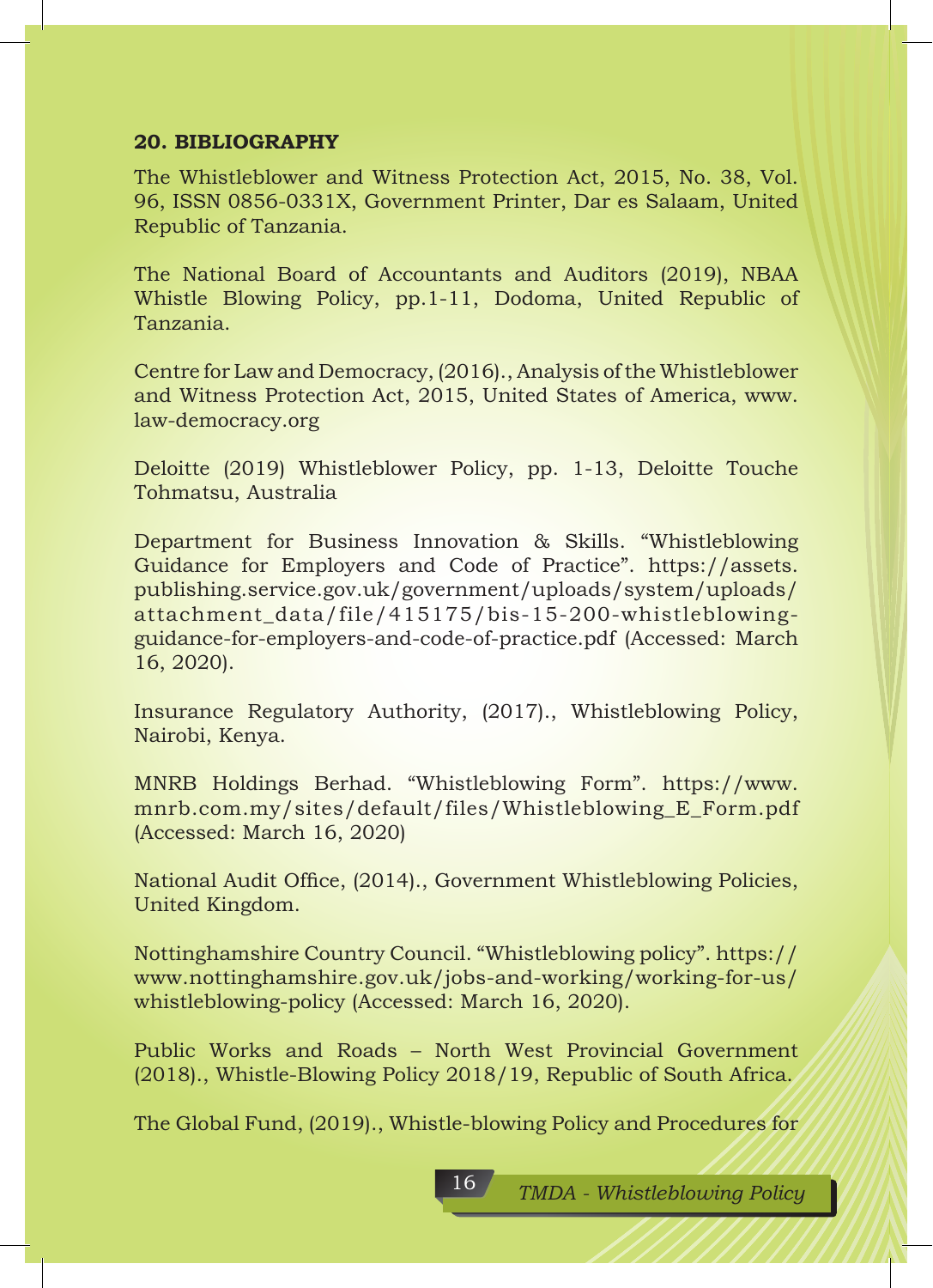## 20. BIBLIOGRAPHY

The Whistleblower and Witness Protection Act, 2015, No. 38, Vol. 96, ISSN 0856-0331X, Government Printer, Dar es Salaam, United Republic of Tanzania.

The National Board of Accountants and Auditors (2019), NBAA Whistle Blowing Policy, pp.1-11, Dodoma, United Republic of Tanzania.

Centre for Law and Democracy, (2016)., Analysis of the Whistleblower and Witness Protection Act, 2015, United States of America, www.law-democracy.org

Deloitte (2019) Whistleblower Policy, pp. 1-13, Deloitte Touche Tohmatsu, Australia

Department for Business Innovation & Skills. "Whistleblowing Guidance for Employers and Code of Practice". https://assets.publishing.service.gov.uk/government/uploads/system/uploads/attachment_data/file/415175/bis-15-200-whistleblowing-guidance-for-employers-and-code-of-practice.pdf (Accessed: March 16, 2020).

Insurance Regulatory Authority, (2017)., Whistleblowing Policy, Nairobi, Kenya.

MNRB Holdings Berhad. "Whistleblowing Form". https://www.mnrb.com.my/sites/default/files/Whistleblowing_E_Form.pdf (Accessed: March 16, 2020)

National Audit Office, (2014)., Government Whistleblowing Policies, United Kingdom.

Nottinghamshire Country Council. "Whistleblowing policy". https://www.nottinghamshire.gov.uk/jobs-and-working/working-for-us/whistleblowing-policy (Accessed: March 16, 2020).

Public Works and Roads – North West Provincial Government (2018)., Whistle-Blowing Policy 2018/19, Republic of South Africa.

The Global Fund, (2019)., Whistle-blowing Policy and Procedures for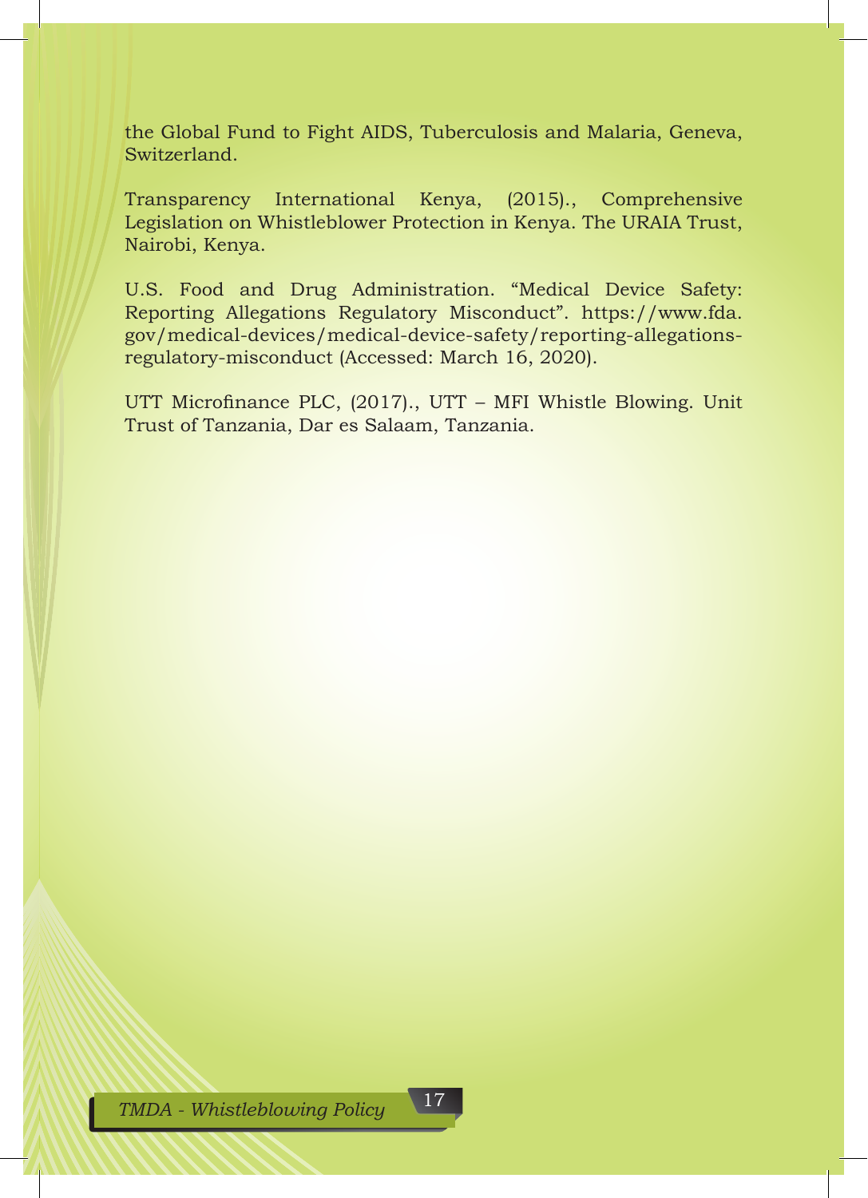the Global Fund to Fight AIDS, Tuberculosis and Malaria, Geneva, Switzerland.

Transparency International Kenya, (2015)., Comprehensive Legislation on Whistleblower Protection in Kenya. The URAIA Trust, Nairobi, Kenya.

U.S. Food and Drug Administration. "Medical Device Safety: Reporting Allegations Regulatory Misconduct". https://www.fda.gov/medical-devices/medical-device-safety/reporting-allegations-regulatory-misconduct (Accessed: March 16, 2020).

UTT Microfinance PLC, (2017)., UTT – MFI Whistle Blowing. Unit Trust of Tanzania, Dar es Salaam, Tanzania.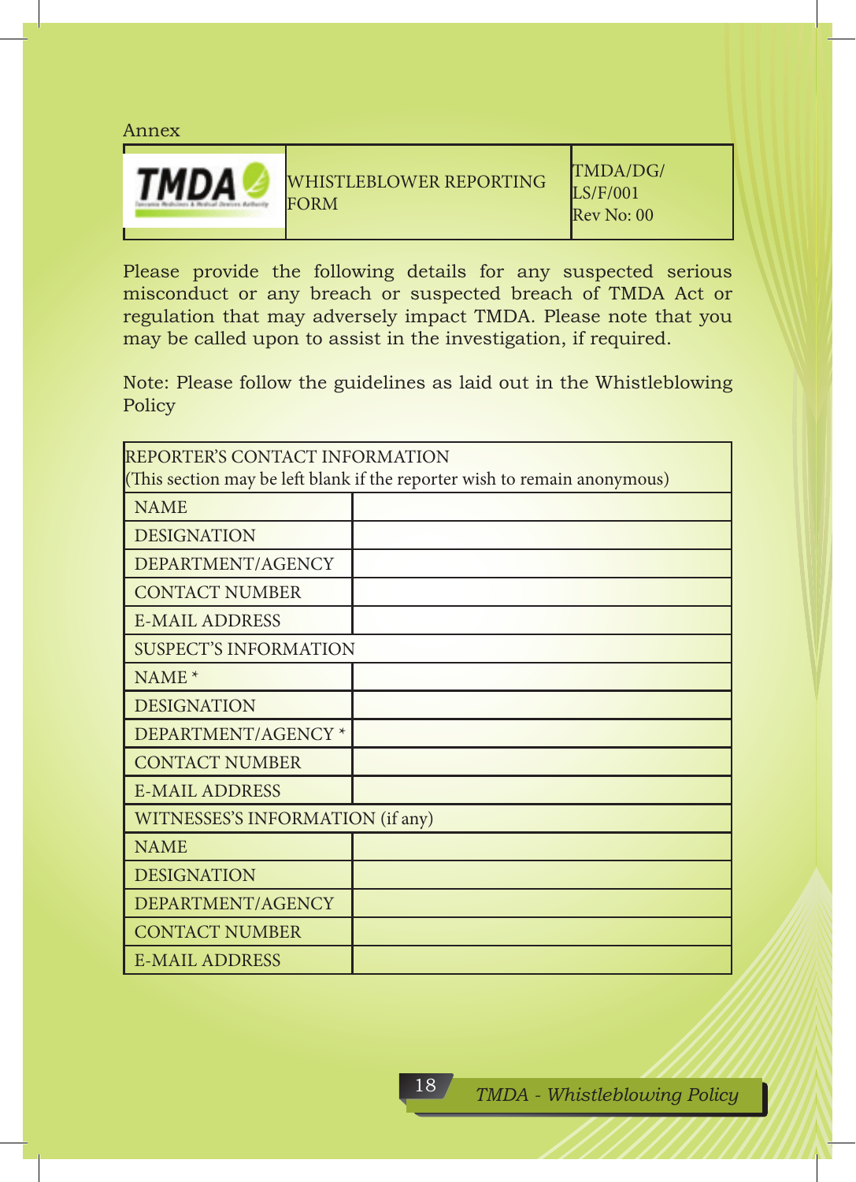Annex

| TMDA | WHISTLEBLOWER REPORTING FORM | TMDA/DG/LS/F/001<br>Rev No: 00 |
|---|---|---|

Please provide the following details for any suspected serious misconduct or any breach or suspected breach of TMDA Act or regulation that may adversely impact TMDA. Please note that you may be called upon to assist in the investigation, if required.

Note: Please follow the guidelines as laid out in the Whistleblowing Policy

| REPORTER'S CONTACT INFORMATION<br>(This section may be left blank if the reporter wish to remain anonymous) | |
|---|---|
| NAME | |
| DESIGNATION | |
| DEPARTMENT/AGENCY | |
| CONTACT NUMBER | |
| E-MAIL ADDRESS | |
| SUSPECT'S INFORMATION | |
| NAME * | |
| DESIGNATION | |
| DEPARTMENT/AGENCY * | |
| CONTACT NUMBER | |
| E-MAIL ADDRESS | |
| WITNESSES'S INFORMATION (if any) | |
| NAME | |
| DESIGNATION | |
| DEPARTMENT/AGENCY | |
| CONTACT NUMBER | |
| E-MAIL ADDRESS | |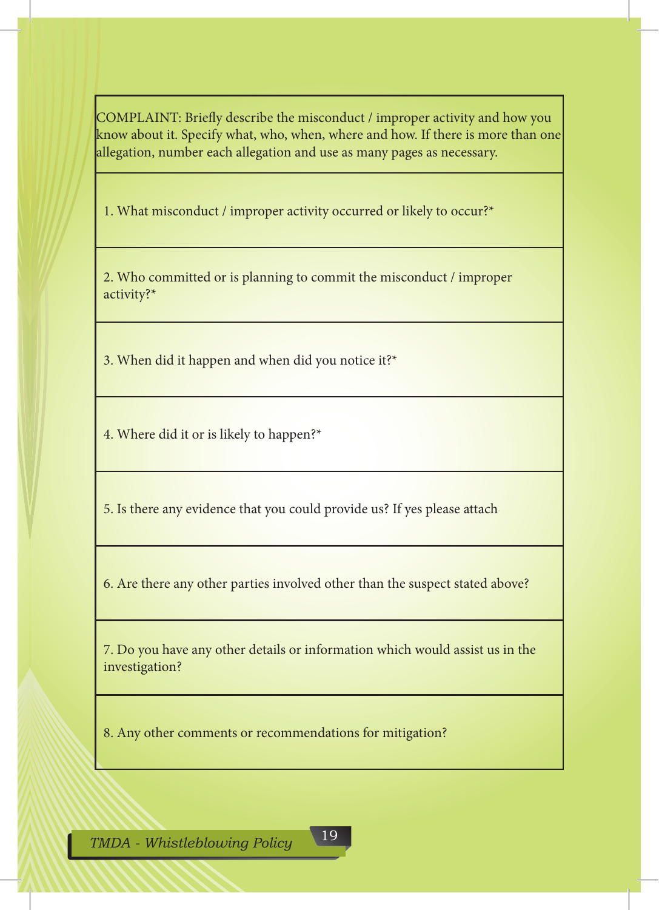| COMPLAINT: Briefly describe the misconduct / improper activity and how you know about it. Specify what, who, when, where and how. If there is more than one allegation, number each allegation and use as many pages as necessary. |
|---|
| 1. What misconduct / improper activity occurred or likely to occur?* |
| 2. Who committed or is planning to commit the misconduct / improper activity?* |
| 3. When did it happen and when did you notice it?* |
| 4. Where did it or is likely to happen?* |
| 5. Is there any evidence that you could provide us? If yes please attach |
| 6. Are there any other parties involved other than the suspect stated above? |
| 7. Do you have any other details or information which would assist us in the investigation? |
| 8. Any other comments or recommendations for mitigation? |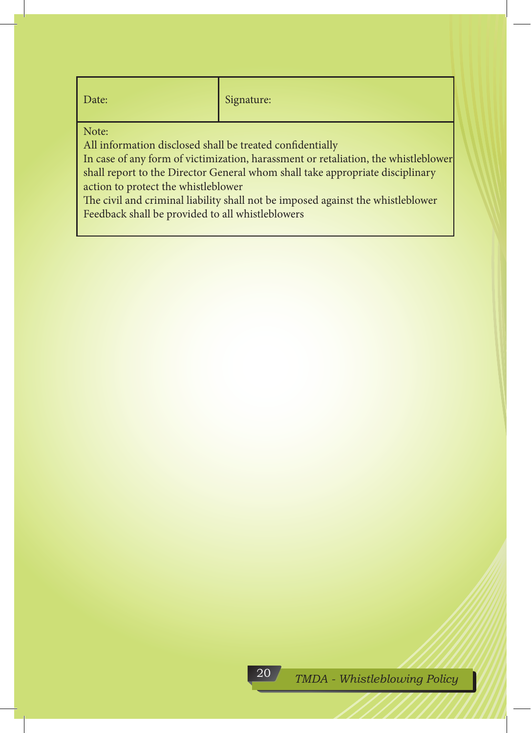| | |
|---|---|
| Date: | Signature: |

Note:
All information disclosed shall be treated confidentially
In case of any form of victimization, harassment or retaliation, the whistleblower shall report to the Director General whom shall take appropriate disciplinary action to protect the whistleblower
The civil and criminal liability shall not be imposed against the whistleblower
Feedback shall be provided to all whistleblowers